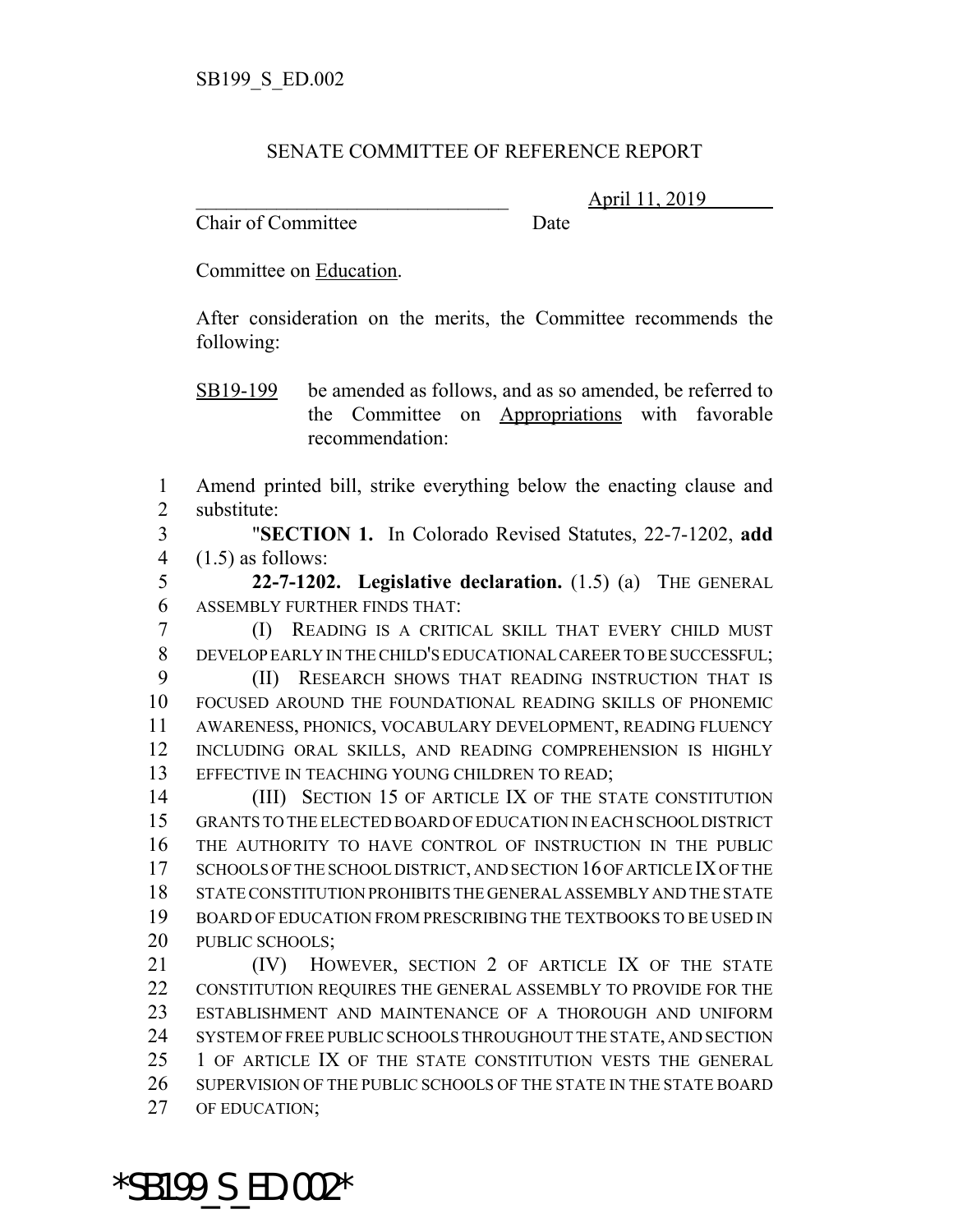SB199_S_ED.002

SENATE COMMITTEE OF REFERENCE REPORT

________________________________ April 11, 2019
Chair of Committee Date

Committee on Education.

After consideration on the merits, the Committee recommends the following:

SB19-199 be amended as follows, and as so amended, be referred to the Committee on Appropriations with favorable recommendation:

1 Amend printed bill, strike everything below the enacting clause and
2 substitute:
3 "**SECTION 1.** In Colorado Revised Statutes, 22-7-1202, **add**
4 (1.5) as follows:
5 **22-7-1202. Legislative declaration.** (1.5) (a) THE GENERAL
6 ASSEMBLY FURTHER FINDS THAT:
7 (I) READING IS A CRITICAL SKILL THAT EVERY CHILD MUST
8 DEVELOP EARLY IN THE CHILD'S EDUCATIONAL CAREER TO BE SUCCESSFUL;
9 (II) RESEARCH SHOWS THAT READING INSTRUCTION THAT IS
10 FOCUSED AROUND THE FOUNDATIONAL READING SKILLS OF PHONEMIC
11 AWARENESS, PHONICS, VOCABULARY DEVELOPMENT, READING FLUENCY
12 INCLUDING ORAL SKILLS, AND READING COMPREHENSION IS HIGHLY
13 EFFECTIVE IN TEACHING YOUNG CHILDREN TO READ;
14 (III) SECTION 15 OF ARTICLE IX OF THE STATE CONSTITUTION
15 GRANTS TO THE ELECTED BOARD OF EDUCATION IN EACH SCHOOL DISTRICT
16 THE AUTHORITY TO HAVE CONTROL OF INSTRUCTION IN THE PUBLIC
17 SCHOOLS OF THE SCHOOL DISTRICT, AND SECTION 16 OF ARTICLE IX OF THE
18 STATE CONSTITUTION PROHIBITS THE GENERAL ASSEMBLY AND THE STATE
19 BOARD OF EDUCATION FROM PRESCRIBING THE TEXTBOOKS TO BE USED IN
20 PUBLIC SCHOOLS;
21 (IV) HOWEVER, SECTION 2 OF ARTICLE IX OF THE STATE
22 CONSTITUTION REQUIRES THE GENERAL ASSEMBLY TO PROVIDE FOR THE
23 ESTABLISHMENT AND MAINTENANCE OF A THOROUGH AND UNIFORM
24 SYSTEM OF FREE PUBLIC SCHOOLS THROUGHOUT THE STATE, AND SECTION
25 1 OF ARTICLE IX OF THE STATE CONSTITUTION VESTS THE GENERAL
26 SUPERVISION OF THE PUBLIC SCHOOLS OF THE STATE IN THE STATE BOARD
27 OF EDUCATION;

*SB199_S_ED.002*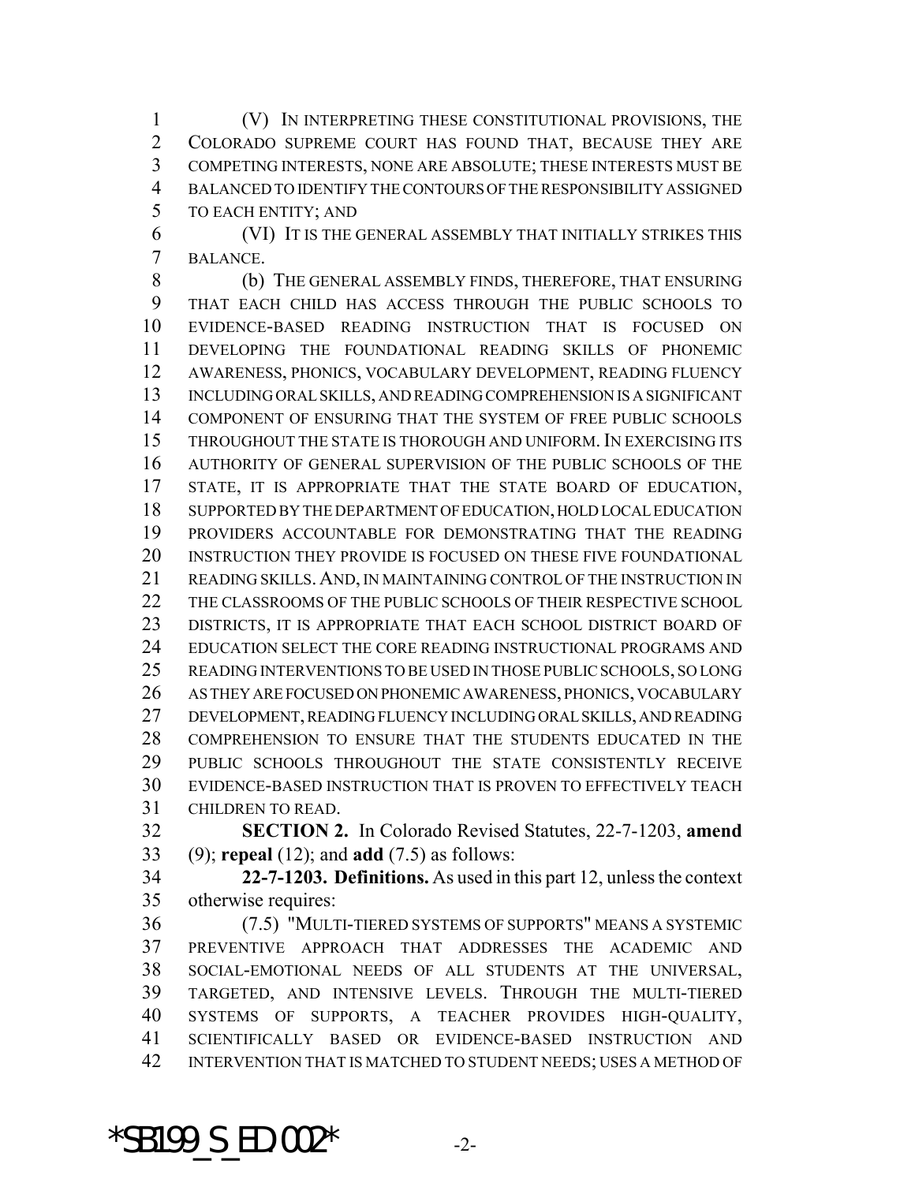(V) IN INTERPRETING THESE CONSTITUTIONAL PROVISIONS, THE COLORADO SUPREME COURT HAS FOUND THAT, BECAUSE THEY ARE COMPETING INTERESTS, NONE ARE ABSOLUTE; THESE INTERESTS MUST BE BALANCED TO IDENTIFY THE CONTOURS OF THE RESPONSIBILITY ASSIGNED TO EACH ENTITY; AND

(VI) IT IS THE GENERAL ASSEMBLY THAT INITIALLY STRIKES THIS BALANCE.

(b) THE GENERAL ASSEMBLY FINDS, THEREFORE, THAT ENSURING THAT EACH CHILD HAS ACCESS THROUGH THE PUBLIC SCHOOLS TO EVIDENCE-BASED READING INSTRUCTION THAT IS FOCUSED ON DEVELOPING THE FOUNDATIONAL READING SKILLS OF PHONEMIC AWARENESS, PHONICS, VOCABULARY DEVELOPMENT, READING FLUENCY INCLUDING ORAL SKILLS, AND READING COMPREHENSION IS A SIGNIFICANT COMPONENT OF ENSURING THAT THE SYSTEM OF FREE PUBLIC SCHOOLS THROUGHOUT THE STATE IS THOROUGH AND UNIFORM. IN EXERCISING ITS AUTHORITY OF GENERAL SUPERVISION OF THE PUBLIC SCHOOLS OF THE STATE, IT IS APPROPRIATE THAT THE STATE BOARD OF EDUCATION, SUPPORTED BY THE DEPARTMENT OF EDUCATION, HOLD LOCAL EDUCATION PROVIDERS ACCOUNTABLE FOR DEMONSTRATING THAT THE READING INSTRUCTION THEY PROVIDE IS FOCUSED ON THESE FIVE FOUNDATIONAL READING SKILLS. AND, IN MAINTAINING CONTROL OF THE INSTRUCTION IN THE CLASSROOMS OF THE PUBLIC SCHOOLS OF THEIR RESPECTIVE SCHOOL DISTRICTS, IT IS APPROPRIATE THAT EACH SCHOOL DISTRICT BOARD OF EDUCATION SELECT THE CORE READING INSTRUCTIONAL PROGRAMS AND READING INTERVENTIONS TO BE USED IN THOSE PUBLIC SCHOOLS, SO LONG AS THEY ARE FOCUSED ON PHONEMIC AWARENESS, PHONICS, VOCABULARY DEVELOPMENT, READING FLUENCY INCLUDING ORAL SKILLS, AND READING COMPREHENSION TO ENSURE THAT THE STUDENTS EDUCATED IN THE PUBLIC SCHOOLS THROUGHOUT THE STATE CONSISTENTLY RECEIVE EVIDENCE-BASED INSTRUCTION THAT IS PROVEN TO EFFECTIVELY TEACH CHILDREN TO READ.

**SECTION 2.** In Colorado Revised Statutes, 22-7-1203, **amend** (9); **repeal** (12); and **add** (7.5) as follows:

**22-7-1203. Definitions.** As used in this part 12, unless the context otherwise requires:

(7.5) "MULTI-TIERED SYSTEMS OF SUPPORTS" MEANS A SYSTEMIC PREVENTIVE APPROACH THAT ADDRESSES THE ACADEMIC AND SOCIAL-EMOTIONAL NEEDS OF ALL STUDENTS AT THE UNIVERSAL, TARGETED, AND INTENSIVE LEVELS. THROUGH THE MULTI-TIERED SYSTEMS OF SUPPORTS, A TEACHER PROVIDES HIGH-QUALITY, SCIENTIFICALLY BASED OR EVIDENCE-BASED INSTRUCTION AND INTERVENTION THAT IS MATCHED TO STUDENT NEEDS; USES A METHOD OF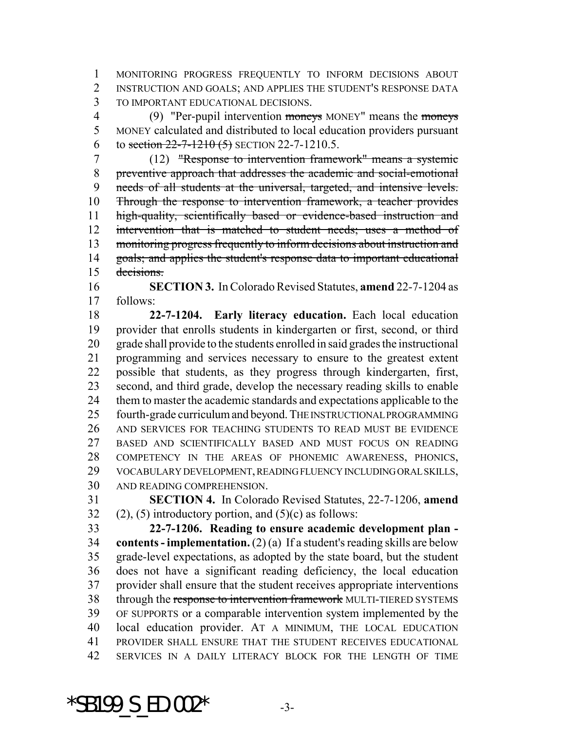MONITORING PROGRESS FREQUENTLY TO INFORM DECISIONS ABOUT INSTRUCTION AND GOALS; AND APPLIES THE STUDENT'S RESPONSE DATA TO IMPORTANT EDUCATIONAL DECISIONS.

(9) "Per-pupil intervention ~~moneys~~ MONEY" means the ~~moneys~~ MONEY calculated and distributed to local education providers pursuant to ~~section 22-7-1210 (5)~~ SECTION 22-7-1210.5.

(12) ~~"Response to intervention framework" means a systemic preventive approach that addresses the academic and social-emotional needs of all students at the universal, targeted, and intensive levels. Through the response to intervention framework, a teacher provides high-quality, scientifically based or evidence-based instruction and intervention that is matched to student needs; uses a method of monitoring progress frequently to inform decisions about instruction and goals; and applies the student's response data to important educational decisions.~~

**SECTION 3.** In Colorado Revised Statutes, **amend** 22-7-1204 as follows:

**22-7-1204. Early literacy education.** Each local education provider that enrolls students in kindergarten or first, second, or third grade shall provide to the students enrolled in said grades the instructional programming and services necessary to ensure to the greatest extent possible that students, as they progress through kindergarten, first, second, and third grade, develop the necessary reading skills to enable them to master the academic standards and expectations applicable to the fourth-grade curriculum and beyond. THE INSTRUCTIONAL PROGRAMMING AND SERVICES FOR TEACHING STUDENTS TO READ MUST BE EVIDENCE BASED AND SCIENTIFICALLY BASED AND MUST FOCUS ON READING COMPETENCY IN THE AREAS OF PHONEMIC AWARENESS, PHONICS, VOCABULARY DEVELOPMENT, READING FLUENCY INCLUDING ORAL SKILLS, AND READING COMPREHENSION.

**SECTION 4.** In Colorado Revised Statutes, 22-7-1206, **amend** (2), (5) introductory portion, and (5)(c) as follows:

**22-7-1206. Reading to ensure academic development plan - contents - implementation.** (2) (a) If a student's reading skills are below grade-level expectations, as adopted by the state board, but the student does not have a significant reading deficiency, the local education provider shall ensure that the student receives appropriate interventions through the ~~response to intervention framework~~ MULTI-TIERED SYSTEMS OF SUPPORTS or a comparable intervention system implemented by the local education provider. AT A MINIMUM, THE LOCAL EDUCATION PROVIDER SHALL ENSURE THAT THE STUDENT RECEIVES EDUCATIONAL SERVICES IN A DAILY LITERACY BLOCK FOR THE LENGTH OF TIME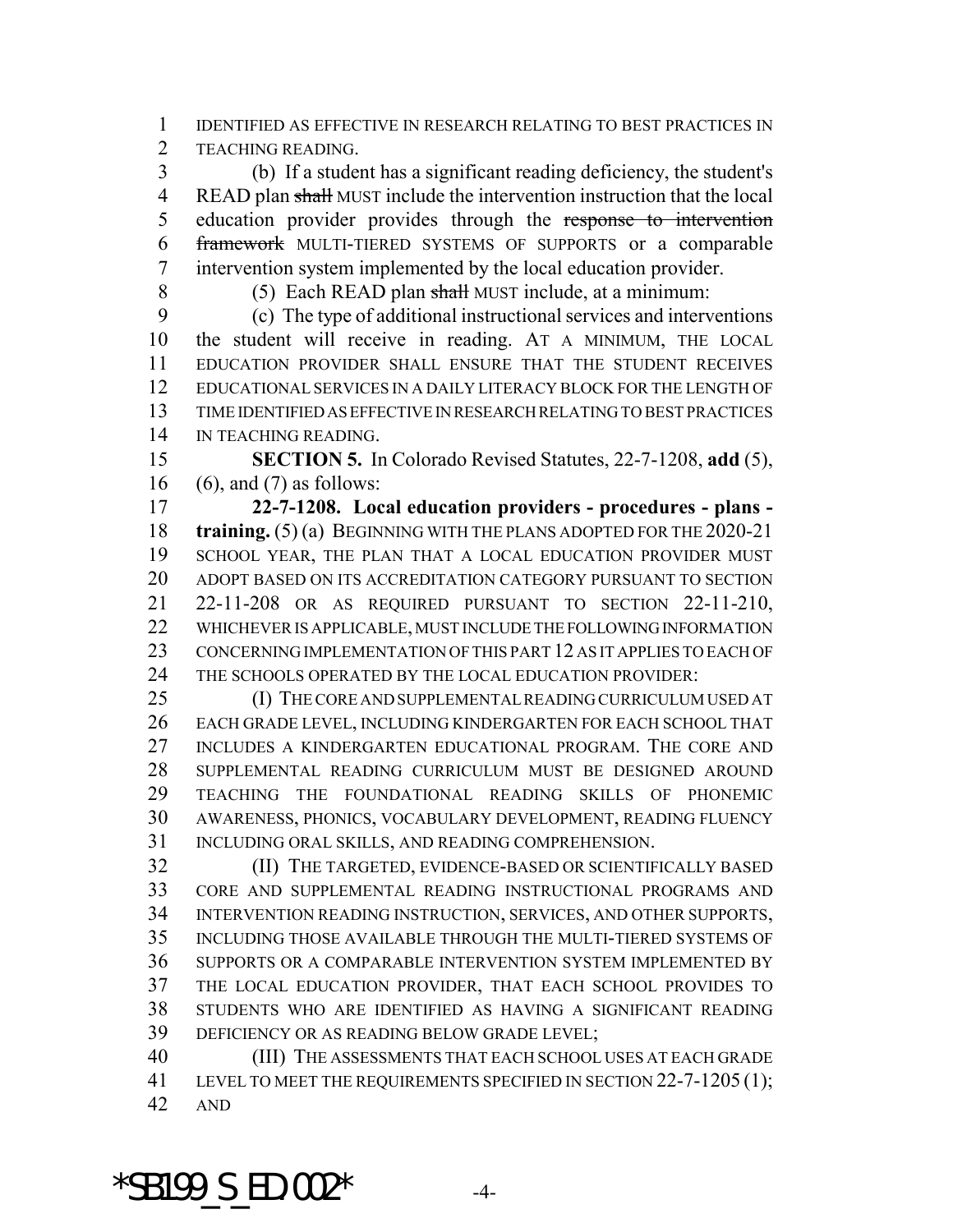IDENTIFIED AS EFFECTIVE IN RESEARCH RELATING TO BEST PRACTICES IN TEACHING READING.

(b) If a student has a significant reading deficiency, the student's READ plan ~~shall~~ MUST include the intervention instruction that the local education provider provides through the ~~response to intervention framework~~ MULTI-TIERED SYSTEMS OF SUPPORTS or a comparable intervention system implemented by the local education provider.

(5) Each READ plan ~~shall~~ MUST include, at a minimum:

(c) The type of additional instructional services and interventions the student will receive in reading. AT A MINIMUM, THE LOCAL EDUCATION PROVIDER SHALL ENSURE THAT THE STUDENT RECEIVES EDUCATIONAL SERVICES IN A DAILY LITERACY BLOCK FOR THE LENGTH OF TIME IDENTIFIED AS EFFECTIVE IN RESEARCH RELATING TO BEST PRACTICES IN TEACHING READING.

**SECTION 5.** In Colorado Revised Statutes, 22-7-1208, **add** (5), (6), and (7) as follows:

**22-7-1208. Local education providers - procedures - plans - training.** (5) (a) BEGINNING WITH THE PLANS ADOPTED FOR THE 2020-21 SCHOOL YEAR, THE PLAN THAT A LOCAL EDUCATION PROVIDER MUST ADOPT BASED ON ITS ACCREDITATION CATEGORY PURSUANT TO SECTION 22-11-208 OR AS REQUIRED PURSUANT TO SECTION 22-11-210, WHICHEVER IS APPLICABLE, MUST INCLUDE THE FOLLOWING INFORMATION CONCERNING IMPLEMENTATION OF THIS PART 12 AS IT APPLIES TO EACH OF THE SCHOOLS OPERATED BY THE LOCAL EDUCATION PROVIDER:

(I) THE CORE AND SUPPLEMENTAL READING CURRICULUM USED AT EACH GRADE LEVEL, INCLUDING KINDERGARTEN FOR EACH SCHOOL THAT INCLUDES A KINDERGARTEN EDUCATIONAL PROGRAM. THE CORE AND SUPPLEMENTAL READING CURRICULUM MUST BE DESIGNED AROUND TEACHING THE FOUNDATIONAL READING SKILLS OF PHONEMIC AWARENESS, PHONICS, VOCABULARY DEVELOPMENT, READING FLUENCY INCLUDING ORAL SKILLS, AND READING COMPREHENSION.

(II) THE TARGETED, EVIDENCE-BASED OR SCIENTIFICALLY BASED CORE AND SUPPLEMENTAL READING INSTRUCTIONAL PROGRAMS AND INTERVENTION READING INSTRUCTION, SERVICES, AND OTHER SUPPORTS, INCLUDING THOSE AVAILABLE THROUGH THE MULTI-TIERED SYSTEMS OF SUPPORTS OR A COMPARABLE INTERVENTION SYSTEM IMPLEMENTED BY THE LOCAL EDUCATION PROVIDER, THAT EACH SCHOOL PROVIDES TO STUDENTS WHO ARE IDENTIFIED AS HAVING A SIGNIFICANT READING DEFICIENCY OR AS READING BELOW GRADE LEVEL;

(III) THE ASSESSMENTS THAT EACH SCHOOL USES AT EACH GRADE LEVEL TO MEET THE REQUIREMENTS SPECIFIED IN SECTION 22-7-1205 (1); AND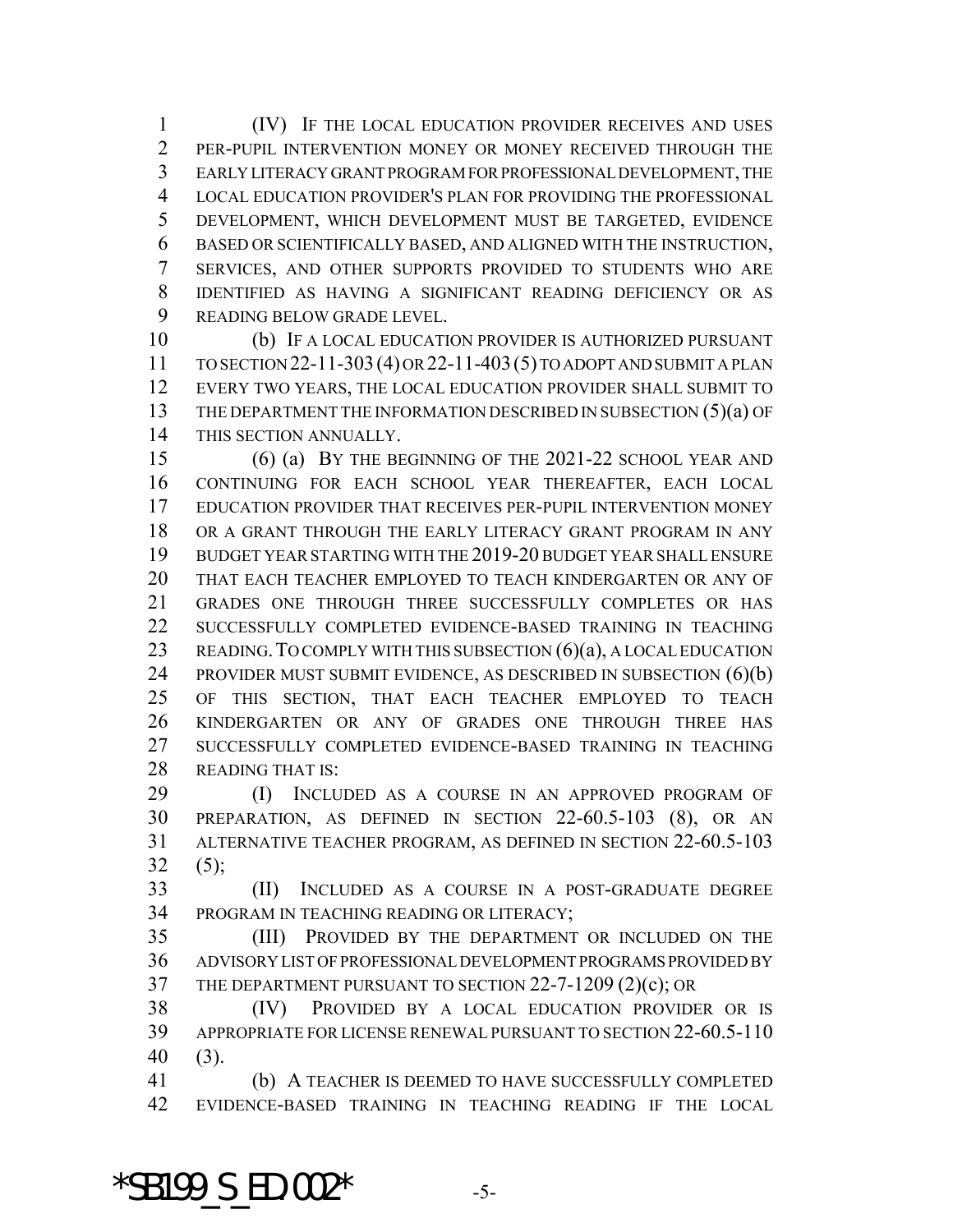(IV) IF THE LOCAL EDUCATION PROVIDER RECEIVES AND USES PER-PUPIL INTERVENTION MONEY OR MONEY RECEIVED THROUGH THE EARLY LITERACY GRANT PROGRAM FOR PROFESSIONAL DEVELOPMENT, THE LOCAL EDUCATION PROVIDER'S PLAN FOR PROVIDING THE PROFESSIONAL DEVELOPMENT, WHICH DEVELOPMENT MUST BE TARGETED, EVIDENCE BASED OR SCIENTIFICALLY BASED, AND ALIGNED WITH THE INSTRUCTION, SERVICES, AND OTHER SUPPORTS PROVIDED TO STUDENTS WHO ARE IDENTIFIED AS HAVING A SIGNIFICANT READING DEFICIENCY OR AS READING BELOW GRADE LEVEL.

(b) IF A LOCAL EDUCATION PROVIDER IS AUTHORIZED PURSUANT TO SECTION 22-11-303 (4) OR 22-11-403 (5) TO ADOPT AND SUBMIT A PLAN EVERY TWO YEARS, THE LOCAL EDUCATION PROVIDER SHALL SUBMIT TO THE DEPARTMENT THE INFORMATION DESCRIBED IN SUBSECTION (5)(a) OF THIS SECTION ANNUALLY.

(6) (a) BY THE BEGINNING OF THE 2021-22 SCHOOL YEAR AND CONTINUING FOR EACH SCHOOL YEAR THEREAFTER, EACH LOCAL EDUCATION PROVIDER THAT RECEIVES PER-PUPIL INTERVENTION MONEY OR A GRANT THROUGH THE EARLY LITERACY GRANT PROGRAM IN ANY BUDGET YEAR STARTING WITH THE 2019-20 BUDGET YEAR SHALL ENSURE THAT EACH TEACHER EMPLOYED TO TEACH KINDERGARTEN OR ANY OF GRADES ONE THROUGH THREE SUCCESSFULLY COMPLETES OR HAS SUCCESSFULLY COMPLETED EVIDENCE-BASED TRAINING IN TEACHING READING. TO COMPLY WITH THIS SUBSECTION (6)(a), A LOCAL EDUCATION PROVIDER MUST SUBMIT EVIDENCE, AS DESCRIBED IN SUBSECTION (6)(b) OF THIS SECTION, THAT EACH TEACHER EMPLOYED TO TEACH KINDERGARTEN OR ANY OF GRADES ONE THROUGH THREE HAS SUCCESSFULLY COMPLETED EVIDENCE-BASED TRAINING IN TEACHING READING THAT IS:

(I) INCLUDED AS A COURSE IN AN APPROVED PROGRAM OF PREPARATION, AS DEFINED IN SECTION 22-60.5-103 (8), OR AN ALTERNATIVE TEACHER PROGRAM, AS DEFINED IN SECTION 22-60.5-103 (5);

(II) INCLUDED AS A COURSE IN A POST-GRADUATE DEGREE PROGRAM IN TEACHING READING OR LITERACY;

(III) PROVIDED BY THE DEPARTMENT OR INCLUDED ON THE ADVISORY LIST OF PROFESSIONAL DEVELOPMENT PROGRAMS PROVIDED BY THE DEPARTMENT PURSUANT TO SECTION 22-7-1209 (2)(c); OR

(IV) PROVIDED BY A LOCAL EDUCATION PROVIDER OR IS APPROPRIATE FOR LICENSE RENEWAL PURSUANT TO SECTION 22-60.5-110 (3).

(b) A TEACHER IS DEEMED TO HAVE SUCCESSFULLY COMPLETED EVIDENCE-BASED TRAINING IN TEACHING READING IF THE LOCAL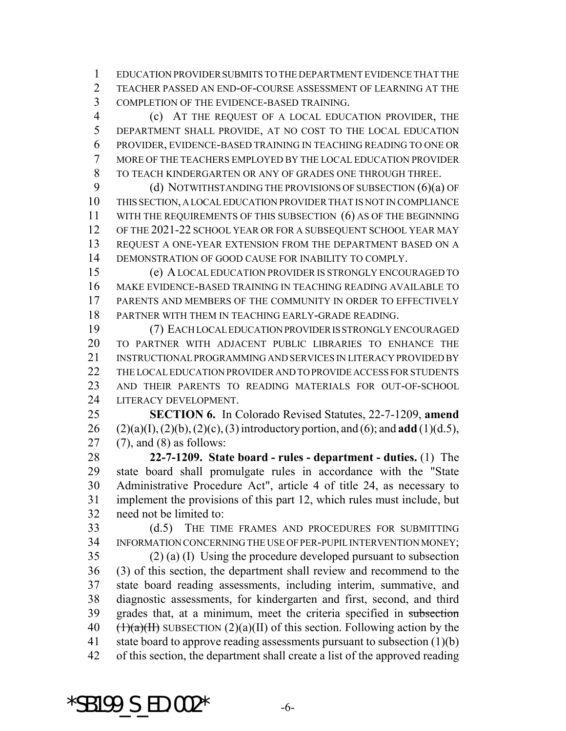EDUCATION PROVIDER SUBMITS TO THE DEPARTMENT EVIDENCE THAT THE TEACHER PASSED AN END-OF-COURSE ASSESSMENT OF LEARNING AT THE COMPLETION OF THE EVIDENCE-BASED TRAINING.

(c) AT THE REQUEST OF A LOCAL EDUCATION PROVIDER, THE DEPARTMENT SHALL PROVIDE, AT NO COST TO THE LOCAL EDUCATION PROVIDER, EVIDENCE-BASED TRAINING IN TEACHING READING TO ONE OR MORE OF THE TEACHERS EMPLOYED BY THE LOCAL EDUCATION PROVIDER TO TEACH KINDERGARTEN OR ANY OF GRADES ONE THROUGH THREE.

(d) NOTWITHSTANDING THE PROVISIONS OF SUBSECTION (6)(a) OF THIS SECTION, A LOCAL EDUCATION PROVIDER THAT IS NOT IN COMPLIANCE WITH THE REQUIREMENTS OF THIS SUBSECTION (6) AS OF THE BEGINNING OF THE 2021-22 SCHOOL YEAR OR FOR A SUBSEQUENT SCHOOL YEAR MAY REQUEST A ONE-YEAR EXTENSION FROM THE DEPARTMENT BASED ON A DEMONSTRATION OF GOOD CAUSE FOR INABILITY TO COMPLY.

(e) A LOCAL EDUCATION PROVIDER IS STRONGLY ENCOURAGED TO MAKE EVIDENCE-BASED TRAINING IN TEACHING READING AVAILABLE TO PARENTS AND MEMBERS OF THE COMMUNITY IN ORDER TO EFFECTIVELY PARTNER WITH THEM IN TEACHING EARLY-GRADE READING.

(7) EACH LOCAL EDUCATION PROVIDER IS STRONGLY ENCOURAGED TO PARTNER WITH ADJACENT PUBLIC LIBRARIES TO ENHANCE THE INSTRUCTIONAL PROGRAMMING AND SERVICES IN LITERACY PROVIDED BY THE LOCAL EDUCATION PROVIDER AND TO PROVIDE ACCESS FOR STUDENTS AND THEIR PARENTS TO READING MATERIALS FOR OUT-OF-SCHOOL LITERACY DEVELOPMENT.

**SECTION 6.** In Colorado Revised Statutes, 22-7-1209, **amend** (2)(a)(I), (2)(b), (2)(c), (3) introductory portion, and (6); and **add** (1)(d.5), (7), and (8) as follows:

**22-7-1209. State board - rules - department - duties.** (1) The state board shall promulgate rules in accordance with the "State Administrative Procedure Act", article 4 of title 24, as necessary to implement the provisions of this part 12, which rules must include, but need not be limited to:

(d.5) THE TIME FRAMES AND PROCEDURES FOR SUBMITTING INFORMATION CONCERNING THE USE OF PER-PUPIL INTERVENTION MONEY;

(2) (a) (I) Using the procedure developed pursuant to subsection (3) of this section, the department shall review and recommend to the state board reading assessments, including interim, summative, and diagnostic assessments, for kindergarten and first, second, and third grades that, at a minimum, meet the criteria specified in ~~subsection (1)(a)(II)~~ SUBSECTION (2)(a)(II) of this section. Following action by the state board to approve reading assessments pursuant to subsection (1)(b) of this section, the department shall create a list of the approved reading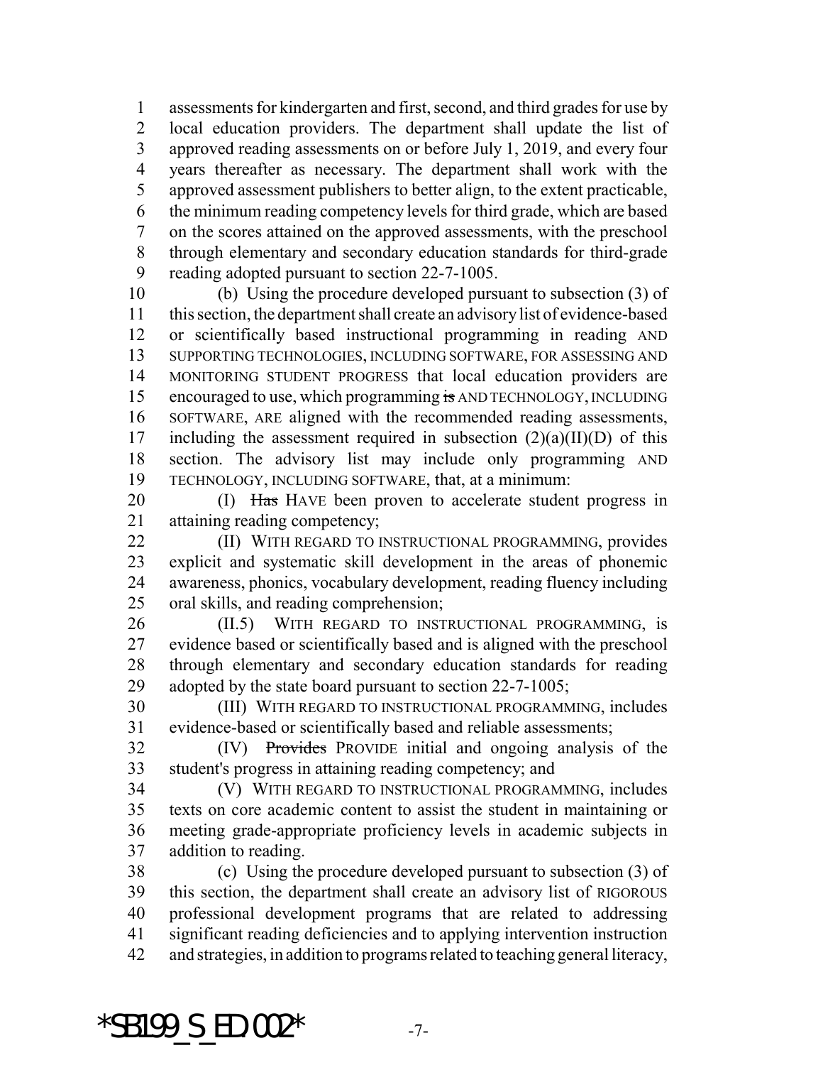assessments for kindergarten and first, second, and third grades for use by local education providers. The department shall update the list of approved reading assessments on or before July 1, 2019, and every four years thereafter as necessary. The department shall work with the approved assessment publishers to better align, to the extent practicable, the minimum reading competency levels for third grade, which are based on the scores attained on the approved assessments, with the preschool through elementary and secondary education standards for third-grade reading adopted pursuant to section 22-7-1005.

(b) Using the procedure developed pursuant to subsection (3) of this section, the department shall create an advisory list of evidence-based or scientifically based instructional programming in reading AND SUPPORTING TECHNOLOGIES, INCLUDING SOFTWARE, FOR ASSESSING AND MONITORING STUDENT PROGRESS that local education providers are encouraged to use, which programming ~~is~~ AND TECHNOLOGY, INCLUDING SOFTWARE, ARE aligned with the recommended reading assessments, including the assessment required in subsection (2)(a)(II)(D) of this section. The advisory list may include only programming AND TECHNOLOGY, INCLUDING SOFTWARE, that, at a minimum:

(I) ~~Has~~ HAVE been proven to accelerate student progress in attaining reading competency;

(II) WITH REGARD TO INSTRUCTIONAL PROGRAMMING, provides explicit and systematic skill development in the areas of phonemic awareness, phonics, vocabulary development, reading fluency including oral skills, and reading comprehension;

(II.5) WITH REGARD TO INSTRUCTIONAL PROGRAMMING, is evidence based or scientifically based and is aligned with the preschool through elementary and secondary education standards for reading adopted by the state board pursuant to section 22-7-1005;

(III) WITH REGARD TO INSTRUCTIONAL PROGRAMMING, includes evidence-based or scientifically based and reliable assessments;

(IV) ~~Provides~~ PROVIDE initial and ongoing analysis of the student's progress in attaining reading competency; and

(V) WITH REGARD TO INSTRUCTIONAL PROGRAMMING, includes texts on core academic content to assist the student in maintaining or meeting grade-appropriate proficiency levels in academic subjects in addition to reading.

(c) Using the procedure developed pursuant to subsection (3) of this section, the department shall create an advisory list of RIGOROUS professional development programs that are related to addressing significant reading deficiencies and to applying intervention instruction and strategies, in addition to programs related to teaching general literacy,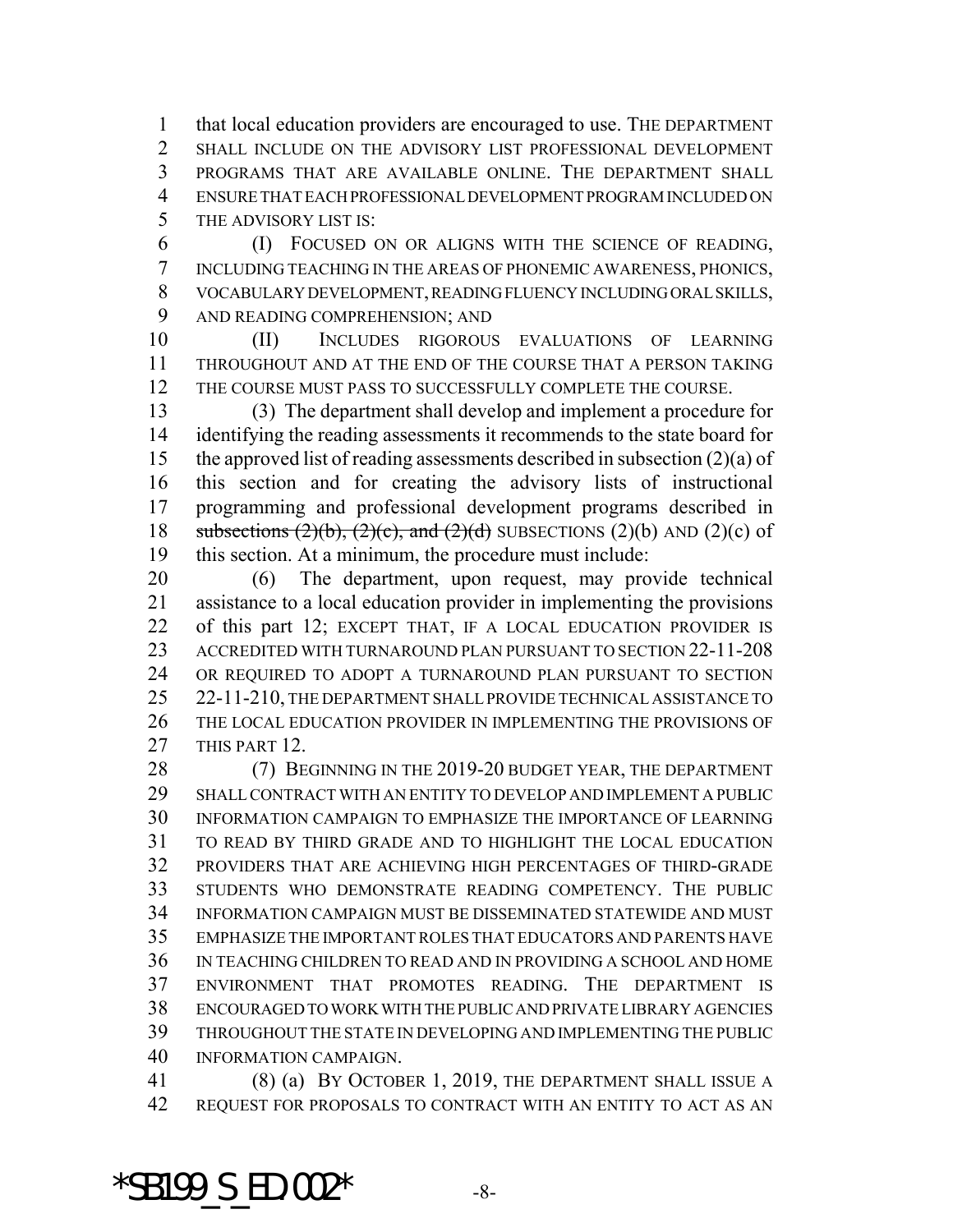that local education providers are encouraged to use. THE DEPARTMENT SHALL INCLUDE ON THE ADVISORY LIST PROFESSIONAL DEVELOPMENT PROGRAMS THAT ARE AVAILABLE ONLINE. THE DEPARTMENT SHALL ENSURE THAT EACH PROFESSIONAL DEVELOPMENT PROGRAM INCLUDED ON THE ADVISORY LIST IS:

(I) FOCUSED ON OR ALIGNS WITH THE SCIENCE OF READING, INCLUDING TEACHING IN THE AREAS OF PHONEMIC AWARENESS, PHONICS, VOCABULARY DEVELOPMENT, READING FLUENCY INCLUDING ORAL SKILLS, AND READING COMPREHENSION; AND

(II) INCLUDES RIGOROUS EVALUATIONS OF LEARNING THROUGHOUT AND AT THE END OF THE COURSE THAT A PERSON TAKING THE COURSE MUST PASS TO SUCCESSFULLY COMPLETE THE COURSE.

(3) The department shall develop and implement a procedure for identifying the reading assessments it recommends to the state board for the approved list of reading assessments described in subsection (2)(a) of this section and for creating the advisory lists of instructional programming and professional development programs described in ~~subsections (2)(b), (2)(c), and (2)(d)~~ SUBSECTIONS (2)(b) AND (2)(c) of this section. At a minimum, the procedure must include:

(6) The department, upon request, may provide technical assistance to a local education provider in implementing the provisions of this part 12; EXCEPT THAT, IF A LOCAL EDUCATION PROVIDER IS ACCREDITED WITH TURNAROUND PLAN PURSUANT TO SECTION 22-11-208 OR REQUIRED TO ADOPT A TURNAROUND PLAN PURSUANT TO SECTION 22-11-210, THE DEPARTMENT SHALL PROVIDE TECHNICAL ASSISTANCE TO THE LOCAL EDUCATION PROVIDER IN IMPLEMENTING THE PROVISIONS OF THIS PART 12.

(7) BEGINNING IN THE 2019-20 BUDGET YEAR, THE DEPARTMENT SHALL CONTRACT WITH AN ENTITY TO DEVELOP AND IMPLEMENT A PUBLIC INFORMATION CAMPAIGN TO EMPHASIZE THE IMPORTANCE OF LEARNING TO READ BY THIRD GRADE AND TO HIGHLIGHT THE LOCAL EDUCATION PROVIDERS THAT ARE ACHIEVING HIGH PERCENTAGES OF THIRD-GRADE STUDENTS WHO DEMONSTRATE READING COMPETENCY. THE PUBLIC INFORMATION CAMPAIGN MUST BE DISSEMINATED STATEWIDE AND MUST EMPHASIZE THE IMPORTANT ROLES THAT EDUCATORS AND PARENTS HAVE IN TEACHING CHILDREN TO READ AND IN PROVIDING A SCHOOL AND HOME ENVIRONMENT THAT PROMOTES READING. THE DEPARTMENT IS ENCOURAGED TO WORK WITH THE PUBLIC AND PRIVATE LIBRARY AGENCIES THROUGHOUT THE STATE IN DEVELOPING AND IMPLEMENTING THE PUBLIC INFORMATION CAMPAIGN.

(8) (a) BY OCTOBER 1, 2019, THE DEPARTMENT SHALL ISSUE A REQUEST FOR PROPOSALS TO CONTRACT WITH AN ENTITY TO ACT AS AN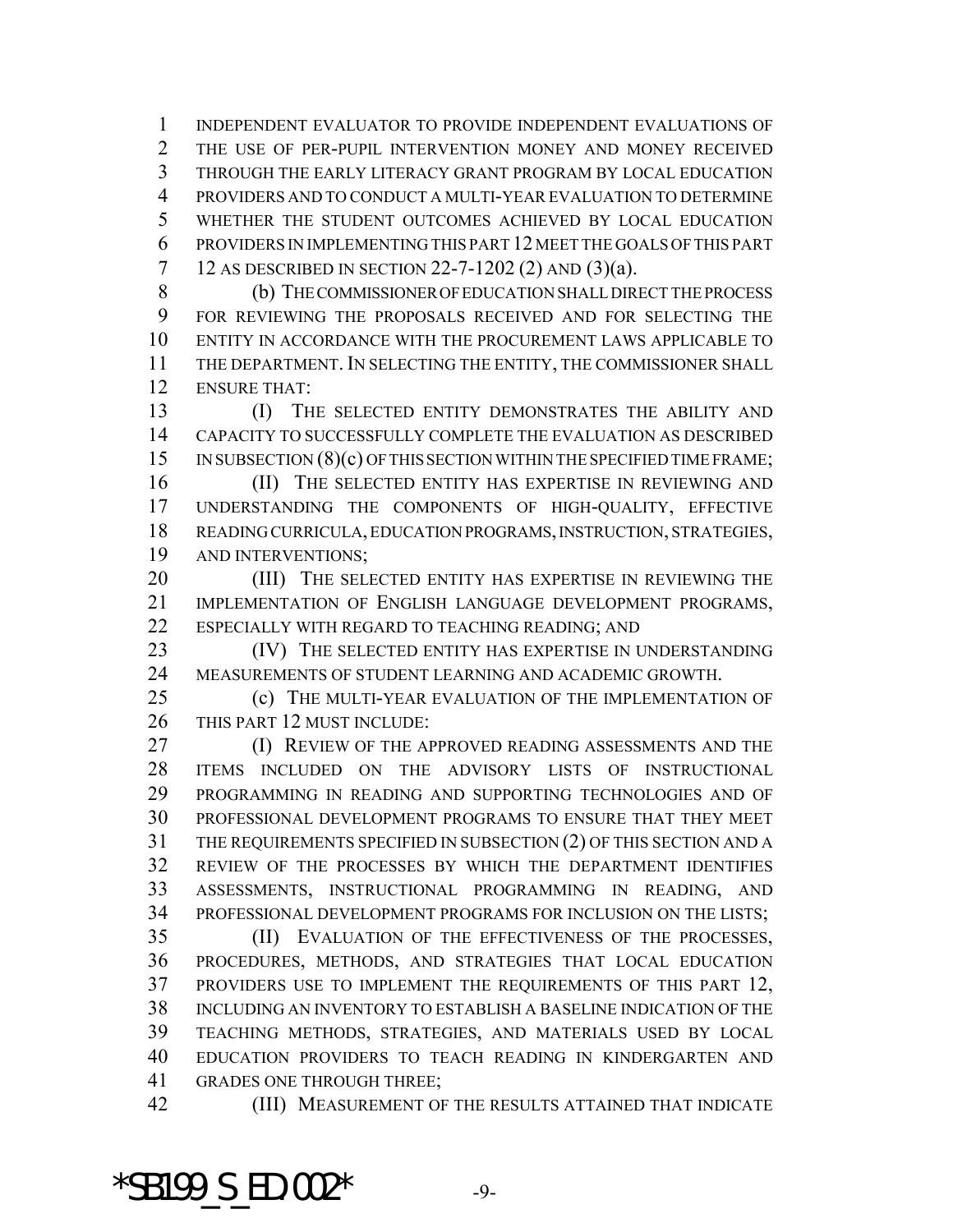INDEPENDENT EVALUATOR TO PROVIDE INDEPENDENT EVALUATIONS OF THE USE OF PER-PUPIL INTERVENTION MONEY AND MONEY RECEIVED THROUGH THE EARLY LITERACY GRANT PROGRAM BY LOCAL EDUCATION PROVIDERS AND TO CONDUCT A MULTI-YEAR EVALUATION TO DETERMINE WHETHER THE STUDENT OUTCOMES ACHIEVED BY LOCAL EDUCATION PROVIDERS IN IMPLEMENTING THIS PART 12 MEET THE GOALS OF THIS PART 12 AS DESCRIBED IN SECTION 22-7-1202 (2) AND (3)(a).

(b) THE COMMISSIONER OF EDUCATION SHALL DIRECT THE PROCESS FOR REVIEWING THE PROPOSALS RECEIVED AND FOR SELECTING THE ENTITY IN ACCORDANCE WITH THE PROCUREMENT LAWS APPLICABLE TO THE DEPARTMENT. IN SELECTING THE ENTITY, THE COMMISSIONER SHALL ENSURE THAT:

(I) THE SELECTED ENTITY DEMONSTRATES THE ABILITY AND CAPACITY TO SUCCESSFULLY COMPLETE THE EVALUATION AS DESCRIBED IN SUBSECTION (8)(c) OF THIS SECTION WITHIN THE SPECIFIED TIME FRAME;

(II) THE SELECTED ENTITY HAS EXPERTISE IN REVIEWING AND UNDERSTANDING THE COMPONENTS OF HIGH-QUALITY, EFFECTIVE READING CURRICULA, EDUCATION PROGRAMS, INSTRUCTION, STRATEGIES, AND INTERVENTIONS;

(III) THE SELECTED ENTITY HAS EXPERTISE IN REVIEWING THE IMPLEMENTATION OF ENGLISH LANGUAGE DEVELOPMENT PROGRAMS, ESPECIALLY WITH REGARD TO TEACHING READING; AND

(IV) THE SELECTED ENTITY HAS EXPERTISE IN UNDERSTANDING MEASUREMENTS OF STUDENT LEARNING AND ACADEMIC GROWTH.

(c) THE MULTI-YEAR EVALUATION OF THE IMPLEMENTATION OF THIS PART 12 MUST INCLUDE:

(I) REVIEW OF THE APPROVED READING ASSESSMENTS AND THE ITEMS INCLUDED ON THE ADVISORY LISTS OF INSTRUCTIONAL PROGRAMMING IN READING AND SUPPORTING TECHNOLOGIES AND OF PROFESSIONAL DEVELOPMENT PROGRAMS TO ENSURE THAT THEY MEET THE REQUIREMENTS SPECIFIED IN SUBSECTION (2) OF THIS SECTION AND A REVIEW OF THE PROCESSES BY WHICH THE DEPARTMENT IDENTIFIES ASSESSMENTS, INSTRUCTIONAL PROGRAMMING IN READING, AND PROFESSIONAL DEVELOPMENT PROGRAMS FOR INCLUSION ON THE LISTS;

(II) EVALUATION OF THE EFFECTIVENESS OF THE PROCESSES, PROCEDURES, METHODS, AND STRATEGIES THAT LOCAL EDUCATION PROVIDERS USE TO IMPLEMENT THE REQUIREMENTS OF THIS PART 12, INCLUDING AN INVENTORY TO ESTABLISH A BASELINE INDICATION OF THE TEACHING METHODS, STRATEGIES, AND MATERIALS USED BY LOCAL EDUCATION PROVIDERS TO TEACH READING IN KINDERGARTEN AND GRADES ONE THROUGH THREE;

(III) MEASUREMENT OF THE RESULTS ATTAINED THAT INDICATE

*SB199_S_ED.002*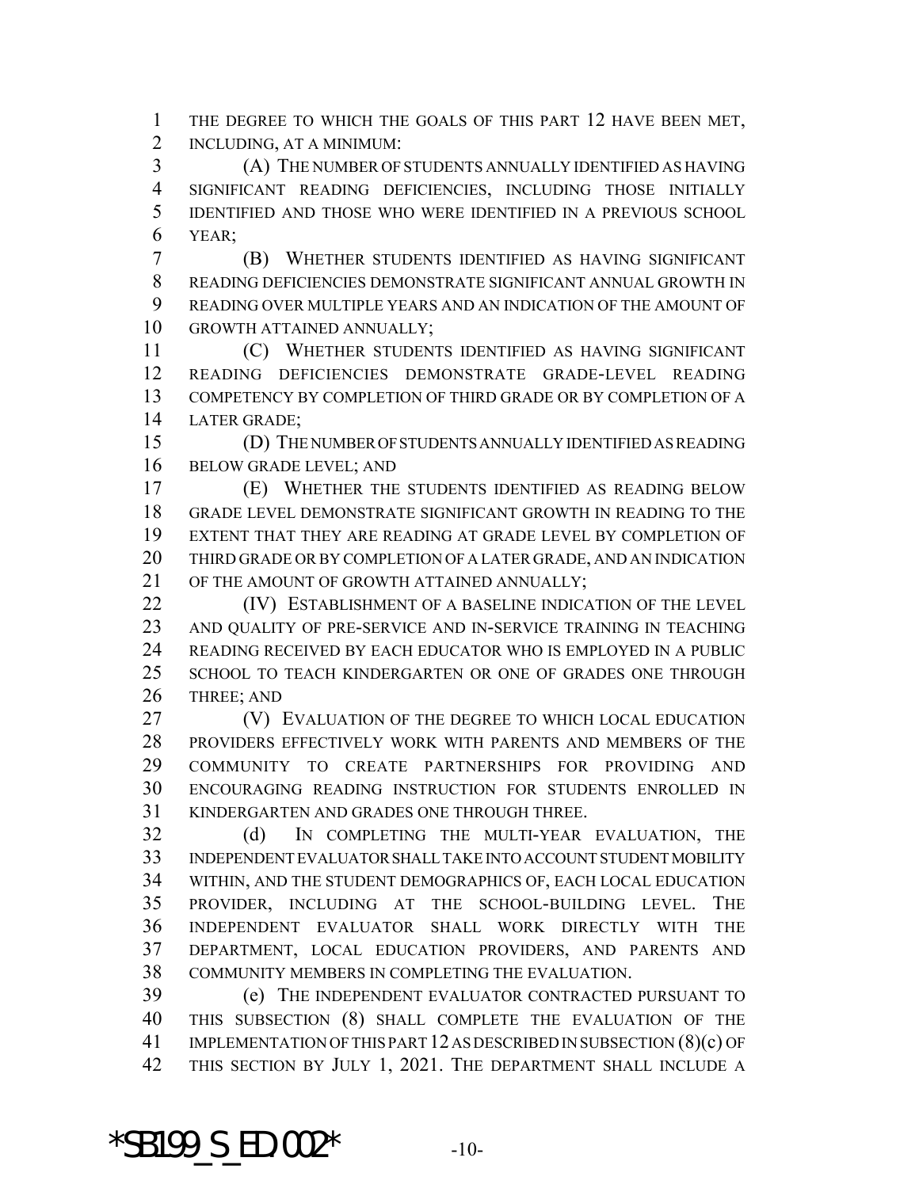THE DEGREE TO WHICH THE GOALS OF THIS PART 12 HAVE BEEN MET, INCLUDING, AT A MINIMUM:

(A) THE NUMBER OF STUDENTS ANNUALLY IDENTIFIED AS HAVING SIGNIFICANT READING DEFICIENCIES, INCLUDING THOSE INITIALLY IDENTIFIED AND THOSE WHO WERE IDENTIFIED IN A PREVIOUS SCHOOL YEAR;

(B) WHETHER STUDENTS IDENTIFIED AS HAVING SIGNIFICANT READING DEFICIENCIES DEMONSTRATE SIGNIFICANT ANNUAL GROWTH IN READING OVER MULTIPLE YEARS AND AN INDICATION OF THE AMOUNT OF GROWTH ATTAINED ANNUALLY;

(C) WHETHER STUDENTS IDENTIFIED AS HAVING SIGNIFICANT READING DEFICIENCIES DEMONSTRATE GRADE-LEVEL READING COMPETENCY BY COMPLETION OF THIRD GRADE OR BY COMPLETION OF A LATER GRADE;

(D) THE NUMBER OF STUDENTS ANNUALLY IDENTIFIED AS READING BELOW GRADE LEVEL; AND

(E) WHETHER THE STUDENTS IDENTIFIED AS READING BELOW GRADE LEVEL DEMONSTRATE SIGNIFICANT GROWTH IN READING TO THE EXTENT THAT THEY ARE READING AT GRADE LEVEL BY COMPLETION OF THIRD GRADE OR BY COMPLETION OF A LATER GRADE, AND AN INDICATION OF THE AMOUNT OF GROWTH ATTAINED ANNUALLY;

(IV) ESTABLISHMENT OF A BASELINE INDICATION OF THE LEVEL AND QUALITY OF PRE-SERVICE AND IN-SERVICE TRAINING IN TEACHING READING RECEIVED BY EACH EDUCATOR WHO IS EMPLOYED IN A PUBLIC SCHOOL TO TEACH KINDERGARTEN OR ONE OF GRADES ONE THROUGH THREE; AND

(V) EVALUATION OF THE DEGREE TO WHICH LOCAL EDUCATION PROVIDERS EFFECTIVELY WORK WITH PARENTS AND MEMBERS OF THE COMMUNITY TO CREATE PARTNERSHIPS FOR PROVIDING AND ENCOURAGING READING INSTRUCTION FOR STUDENTS ENROLLED IN KINDERGARTEN AND GRADES ONE THROUGH THREE.

(d) IN COMPLETING THE MULTI-YEAR EVALUATION, THE INDEPENDENT EVALUATOR SHALL TAKE INTO ACCOUNT STUDENT MOBILITY WITHIN, AND THE STUDENT DEMOGRAPHICS OF, EACH LOCAL EDUCATION PROVIDER, INCLUDING AT THE SCHOOL-BUILDING LEVEL. THE INDEPENDENT EVALUATOR SHALL WORK DIRECTLY WITH THE DEPARTMENT, LOCAL EDUCATION PROVIDERS, AND PARENTS AND COMMUNITY MEMBERS IN COMPLETING THE EVALUATION.

(e) THE INDEPENDENT EVALUATOR CONTRACTED PURSUANT TO THIS SUBSECTION (8) SHALL COMPLETE THE EVALUATION OF THE IMPLEMENTATION OF THIS PART 12 AS DESCRIBED IN SUBSECTION (8)(c) OF THIS SECTION BY JULY 1, 2021. THE DEPARTMENT SHALL INCLUDE A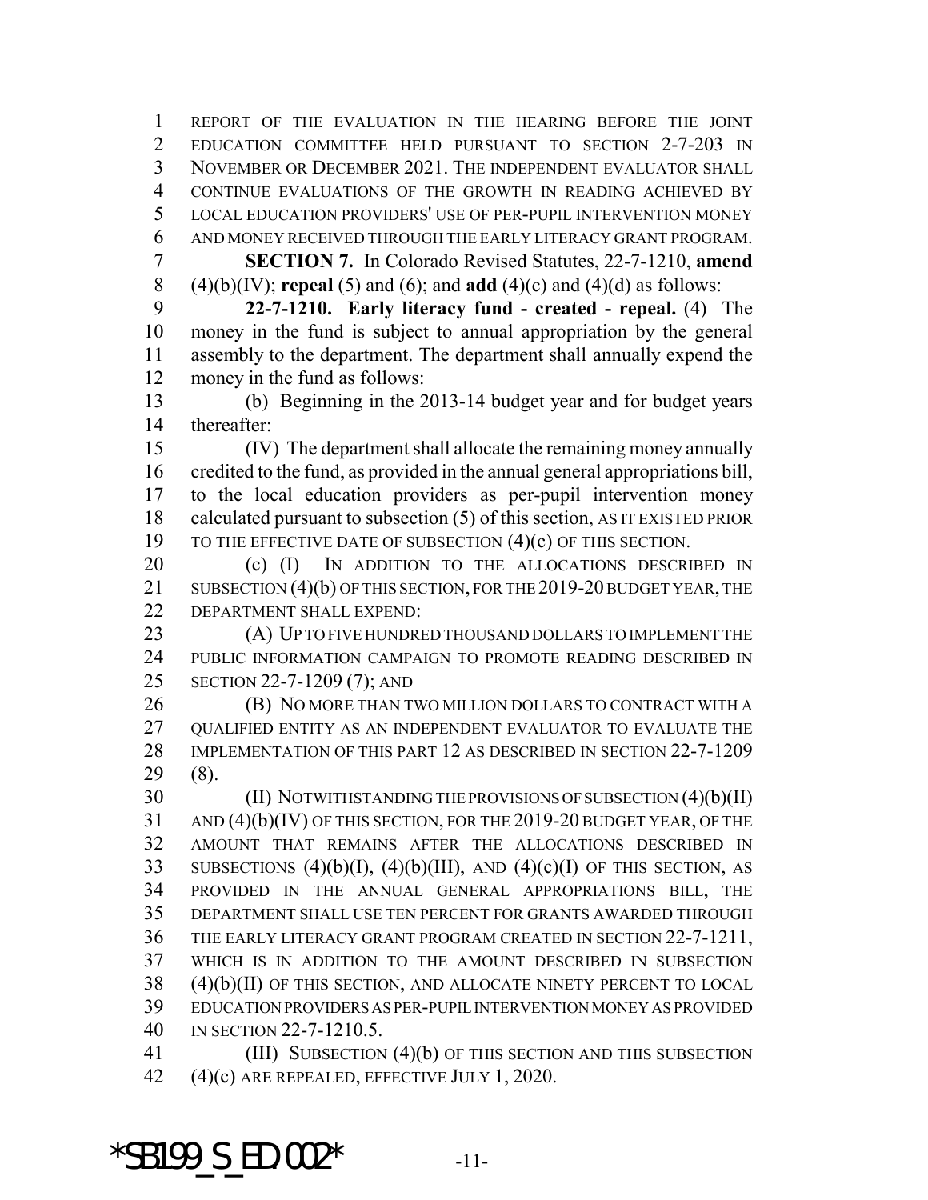REPORT OF THE EVALUATION IN THE HEARING BEFORE THE JOINT EDUCATION COMMITTEE HELD PURSUANT TO SECTION 2-7-203 IN NOVEMBER OR DECEMBER 2021. THE INDEPENDENT EVALUATOR SHALL CONTINUE EVALUATIONS OF THE GROWTH IN READING ACHIEVED BY LOCAL EDUCATION PROVIDERS' USE OF PER-PUPIL INTERVENTION MONEY AND MONEY RECEIVED THROUGH THE EARLY LITERACY GRANT PROGRAM.

**SECTION 7.** In Colorado Revised Statutes, 22-7-1210, **amend** (4)(b)(IV); **repeal** (5) and (6); and **add** (4)(c) and (4)(d) as follows:

**22-7-1210. Early literacy fund - created - repeal.** (4) The money in the fund is subject to annual appropriation by the general assembly to the department. The department shall annually expend the money in the fund as follows:

(b) Beginning in the 2013-14 budget year and for budget years thereafter:

(IV) The department shall allocate the remaining money annually credited to the fund, as provided in the annual general appropriations bill, to the local education providers as per-pupil intervention money calculated pursuant to subsection (5) of this section, AS IT EXISTED PRIOR TO THE EFFECTIVE DATE OF SUBSECTION (4)(c) OF THIS SECTION.

(c) (I) IN ADDITION TO THE ALLOCATIONS DESCRIBED IN SUBSECTION (4)(b) OF THIS SECTION, FOR THE 2019-20 BUDGET YEAR, THE DEPARTMENT SHALL EXPEND:

(A) UP TO FIVE HUNDRED THOUSAND DOLLARS TO IMPLEMENT THE PUBLIC INFORMATION CAMPAIGN TO PROMOTE READING DESCRIBED IN SECTION 22-7-1209 (7); AND

(B) NO MORE THAN TWO MILLION DOLLARS TO CONTRACT WITH A QUALIFIED ENTITY AS AN INDEPENDENT EVALUATOR TO EVALUATE THE IMPLEMENTATION OF THIS PART 12 AS DESCRIBED IN SECTION 22-7-1209 (8).

(II) NOTWITHSTANDING THE PROVISIONS OF SUBSECTION (4)(b)(II) AND (4)(b)(IV) OF THIS SECTION, FOR THE 2019-20 BUDGET YEAR, OF THE AMOUNT THAT REMAINS AFTER THE ALLOCATIONS DESCRIBED IN SUBSECTIONS (4)(b)(I), (4)(b)(III), AND (4)(c)(I) OF THIS SECTION, AS PROVIDED IN THE ANNUAL GENERAL APPROPRIATIONS BILL, THE DEPARTMENT SHALL USE TEN PERCENT FOR GRANTS AWARDED THROUGH THE EARLY LITERACY GRANT PROGRAM CREATED IN SECTION 22-7-1211, WHICH IS IN ADDITION TO THE AMOUNT DESCRIBED IN SUBSECTION (4)(b)(II) OF THIS SECTION, AND ALLOCATE NINETY PERCENT TO LOCAL EDUCATION PROVIDERS AS PER-PUPIL INTERVENTION MONEY AS PROVIDED IN SECTION 22-7-1210.5.

(III) SUBSECTION (4)(b) OF THIS SECTION AND THIS SUBSECTION (4)(c) ARE REPEALED, EFFECTIVE JULY 1, 2020.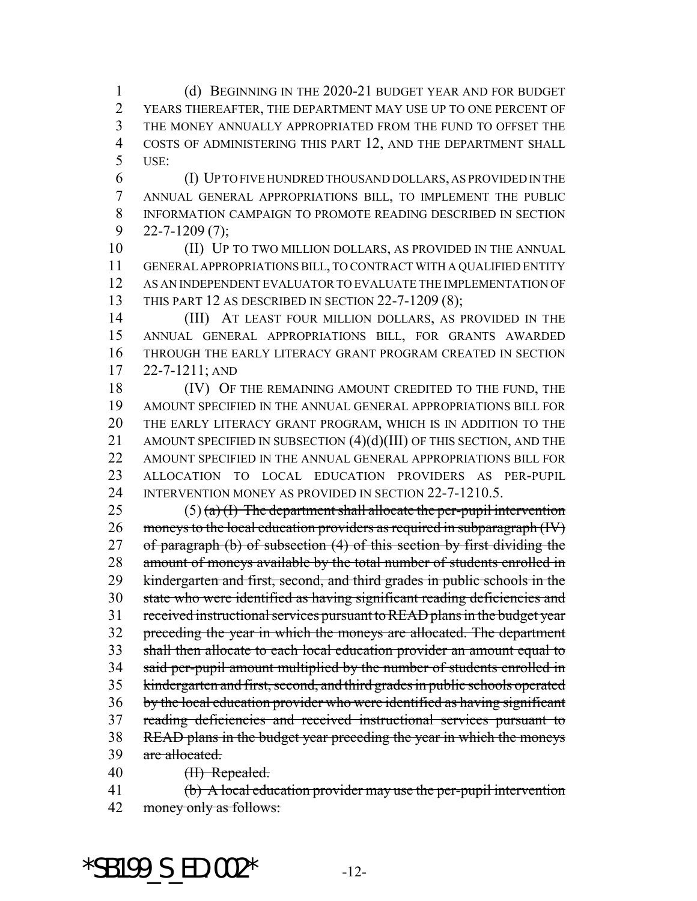(d) BEGINNING IN THE 2020-21 BUDGET YEAR AND FOR BUDGET YEARS THEREAFTER, THE DEPARTMENT MAY USE UP TO ONE PERCENT OF THE MONEY ANNUALLY APPROPRIATED FROM THE FUND TO OFFSET THE COSTS OF ADMINISTERING THIS PART 12, AND THE DEPARTMENT SHALL USE:

(I) UP TO FIVE HUNDRED THOUSAND DOLLARS, AS PROVIDED IN THE ANNUAL GENERAL APPROPRIATIONS BILL, TO IMPLEMENT THE PUBLIC INFORMATION CAMPAIGN TO PROMOTE READING DESCRIBED IN SECTION 22-7-1209 (7);

(II) UP TO TWO MILLION DOLLARS, AS PROVIDED IN THE ANNUAL GENERAL APPROPRIATIONS BILL, TO CONTRACT WITH A QUALIFIED ENTITY AS AN INDEPENDENT EVALUATOR TO EVALUATE THE IMPLEMENTATION OF THIS PART 12 AS DESCRIBED IN SECTION 22-7-1209 (8);

(III) AT LEAST FOUR MILLION DOLLARS, AS PROVIDED IN THE ANNUAL GENERAL APPROPRIATIONS BILL, FOR GRANTS AWARDED THROUGH THE EARLY LITERACY GRANT PROGRAM CREATED IN SECTION 22-7-1211; AND

(IV) OF THE REMAINING AMOUNT CREDITED TO THE FUND, THE AMOUNT SPECIFIED IN THE ANNUAL GENERAL APPROPRIATIONS BILL FOR THE EARLY LITERACY GRANT PROGRAM, WHICH IS IN ADDITION TO THE AMOUNT SPECIFIED IN SUBSECTION (4)(d)(III) OF THIS SECTION, AND THE AMOUNT SPECIFIED IN THE ANNUAL GENERAL APPROPRIATIONS BILL FOR ALLOCATION TO LOCAL EDUCATION PROVIDERS AS PER-PUPIL INTERVENTION MONEY AS PROVIDED IN SECTION 22-7-1210.5.

(5) ~~(a) (I) The department shall allocate the per-pupil intervention moneys to the local education providers as required in subparagraph (IV) of paragraph (b) of subsection (4) of this section by first dividing the amount of moneys available by the total number of students enrolled in kindergarten and first, second, and third grades in public schools in the state who were identified as having significant reading deficiencies and received instructional services pursuant to READ plans in the budget year preceding the year in which the moneys are allocated. The department shall then allocate to each local education provider an amount equal to said per-pupil amount multiplied by the number of students enrolled in kindergarten and first, second, and third grades in public schools operated by the local education provider who were identified as having significant reading deficiencies and received instructional services pursuant to READ plans in the budget year preceding the year in which the moneys are allocated.~~

~~(II) Repealed.~~

~~(b) A local education provider may use the per-pupil intervention money only as follows:~~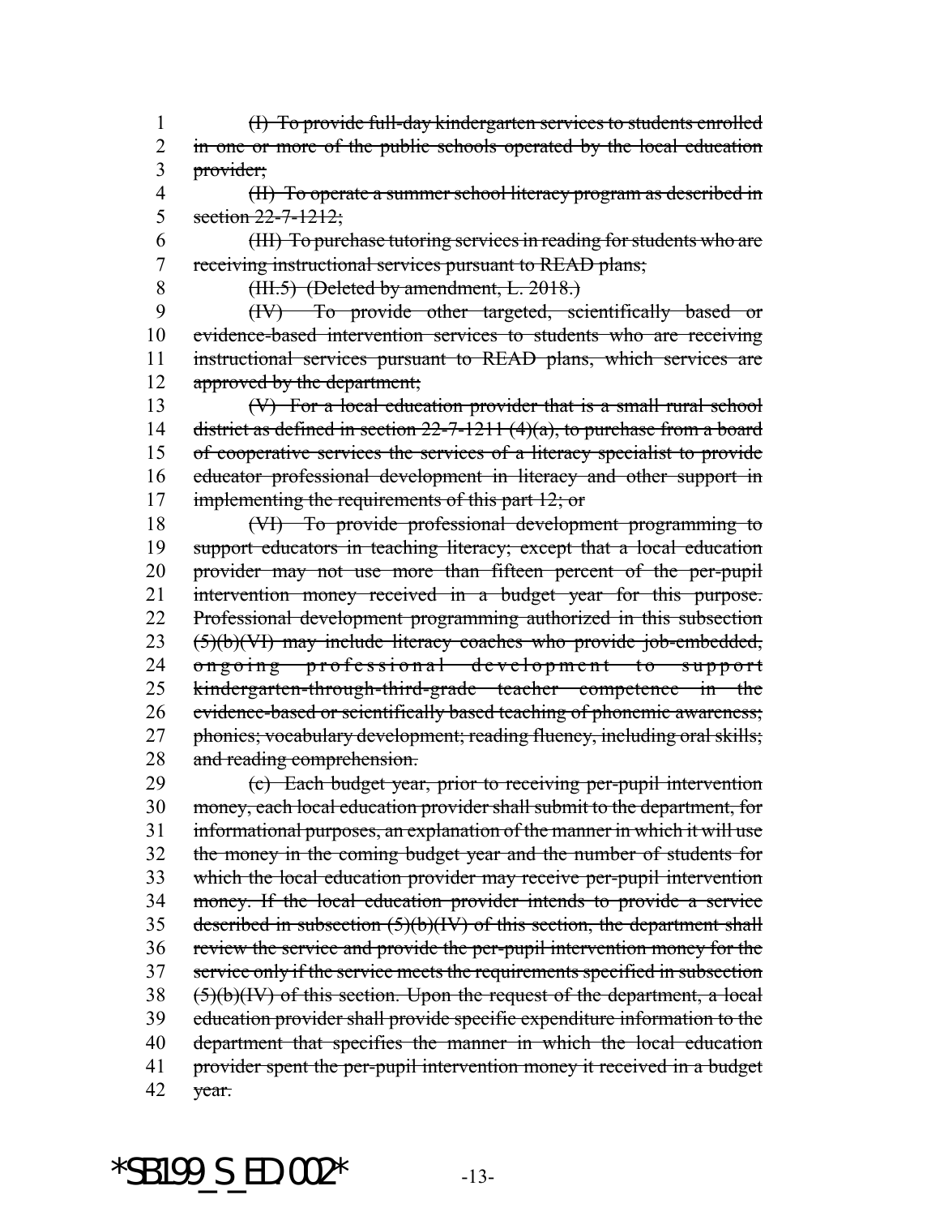~~(I) To provide full-day kindergarten services to students enrolled in one or more of the public schools operated by the local education provider;~~

~~(II) To operate a summer school literacy program as described in section 22-7-1212;~~

~~(III) To purchase tutoring services in reading for students who are receiving instructional services pursuant to READ plans;~~

~~(III.5) (Deleted by amendment, L. 2018.)~~

~~(IV) To provide other targeted, scientifically based or evidence-based intervention services to students who are receiving instructional services pursuant to READ plans, which services are approved by the department;~~

~~(V) For a local education provider that is a small rural school district as defined in section 22-7-1211 (4)(a), to purchase from a board of cooperative services the services of a literacy specialist to provide educator professional development in literacy and other support in implementing the requirements of this part 12; or~~

~~(VI) To provide professional development programming to support educators in teaching literacy; except that a local education provider may not use more than fifteen percent of the per-pupil intervention money received in a budget year for this purpose. Professional development programming authorized in this subsection (5)(b)(VI) may include literacy coaches who provide job-embedded, ongoing professional development to support kindergarten-through-third-grade teacher competence in the evidence-based or scientifically based teaching of phonemic awareness; phonics; vocabulary development; reading fluency, including oral skills; and reading comprehension.~~

~~(c) Each budget year, prior to receiving per-pupil intervention money, each local education provider shall submit to the department, for informational purposes, an explanation of the manner in which it will use the money in the coming budget year and the number of students for which the local education provider may receive per-pupil intervention money. If the local education provider intends to provide a service described in subsection (5)(b)(IV) of this section, the department shall review the service and provide the per-pupil intervention money for the service only if the service meets the requirements specified in subsection (5)(b)(IV) of this section. Upon the request of the department, a local education provider shall provide specific expenditure information to the department that specifies the manner in which the local education provider spent the per-pupil intervention money it received in a budget year.~~

*SB199_S_ED.002*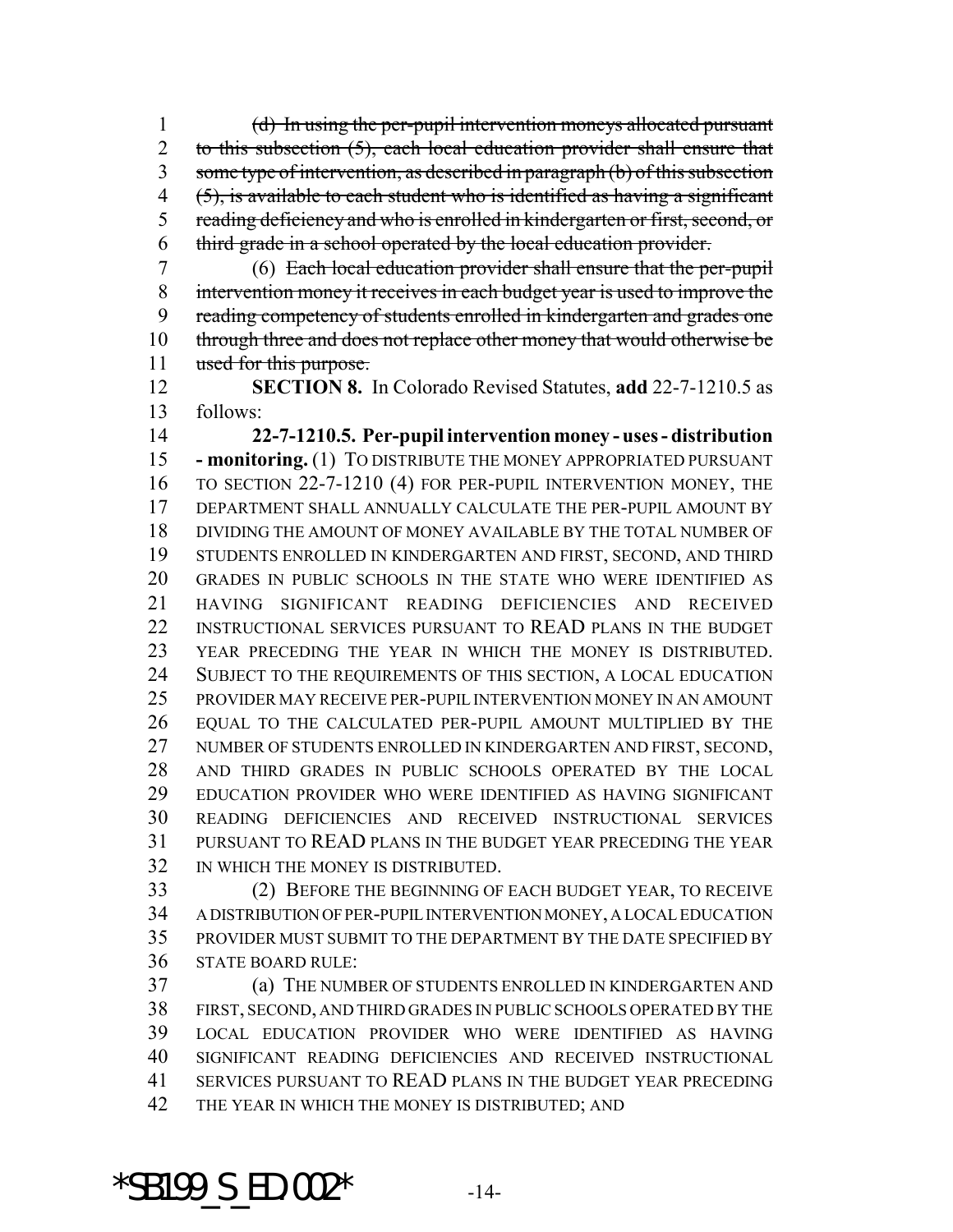~~(d) In using the per-pupil intervention moneys allocated pursuant to this subsection (5), each local education provider shall ensure that some type of intervention, as described in paragraph (b) of this subsection (5), is available to each student who is identified as having a significant reading deficiency and who is enrolled in kindergarten or first, second, or third grade in a school operated by the local education provider.~~

(6) ~~Each local education provider shall ensure that the per-pupil intervention money it receives in each budget year is used to improve the reading competency of students enrolled in kindergarten and grades one through three and does not replace other money that would otherwise be used for this purpose.~~

**SECTION 8.** In Colorado Revised Statutes, **add** 22-7-1210.5 as follows:

**22-7-1210.5. Per-pupil intervention money - uses - distribution - monitoring.** (1) TO DISTRIBUTE THE MONEY APPROPRIATED PURSUANT TO SECTION 22-7-1210 (4) FOR PER-PUPIL INTERVENTION MONEY, THE DEPARTMENT SHALL ANNUALLY CALCULATE THE PER-PUPIL AMOUNT BY DIVIDING THE AMOUNT OF MONEY AVAILABLE BY THE TOTAL NUMBER OF STUDENTS ENROLLED IN KINDERGARTEN AND FIRST, SECOND, AND THIRD GRADES IN PUBLIC SCHOOLS IN THE STATE WHO WERE IDENTIFIED AS HAVING SIGNIFICANT READING DEFICIENCIES AND RECEIVED INSTRUCTIONAL SERVICES PURSUANT TO READ PLANS IN THE BUDGET YEAR PRECEDING THE YEAR IN WHICH THE MONEY IS DISTRIBUTED. SUBJECT TO THE REQUIREMENTS OF THIS SECTION, A LOCAL EDUCATION PROVIDER MAY RECEIVE PER-PUPIL INTERVENTION MONEY IN AN AMOUNT EQUAL TO THE CALCULATED PER-PUPIL AMOUNT MULTIPLIED BY THE NUMBER OF STUDENTS ENROLLED IN KINDERGARTEN AND FIRST, SECOND, AND THIRD GRADES IN PUBLIC SCHOOLS OPERATED BY THE LOCAL EDUCATION PROVIDER WHO WERE IDENTIFIED AS HAVING SIGNIFICANT READING DEFICIENCIES AND RECEIVED INSTRUCTIONAL SERVICES PURSUANT TO READ PLANS IN THE BUDGET YEAR PRECEDING THE YEAR IN WHICH THE MONEY IS DISTRIBUTED.

(2) BEFORE THE BEGINNING OF EACH BUDGET YEAR, TO RECEIVE A DISTRIBUTION OF PER-PUPIL INTERVENTION MONEY, A LOCAL EDUCATION PROVIDER MUST SUBMIT TO THE DEPARTMENT BY THE DATE SPECIFIED BY STATE BOARD RULE:

(a) THE NUMBER OF STUDENTS ENROLLED IN KINDERGARTEN AND FIRST, SECOND, AND THIRD GRADES IN PUBLIC SCHOOLS OPERATED BY THE LOCAL EDUCATION PROVIDER WHO WERE IDENTIFIED AS HAVING SIGNIFICANT READING DEFICIENCIES AND RECEIVED INSTRUCTIONAL SERVICES PURSUANT TO READ PLANS IN THE BUDGET YEAR PRECEDING THE YEAR IN WHICH THE MONEY IS DISTRIBUTED; AND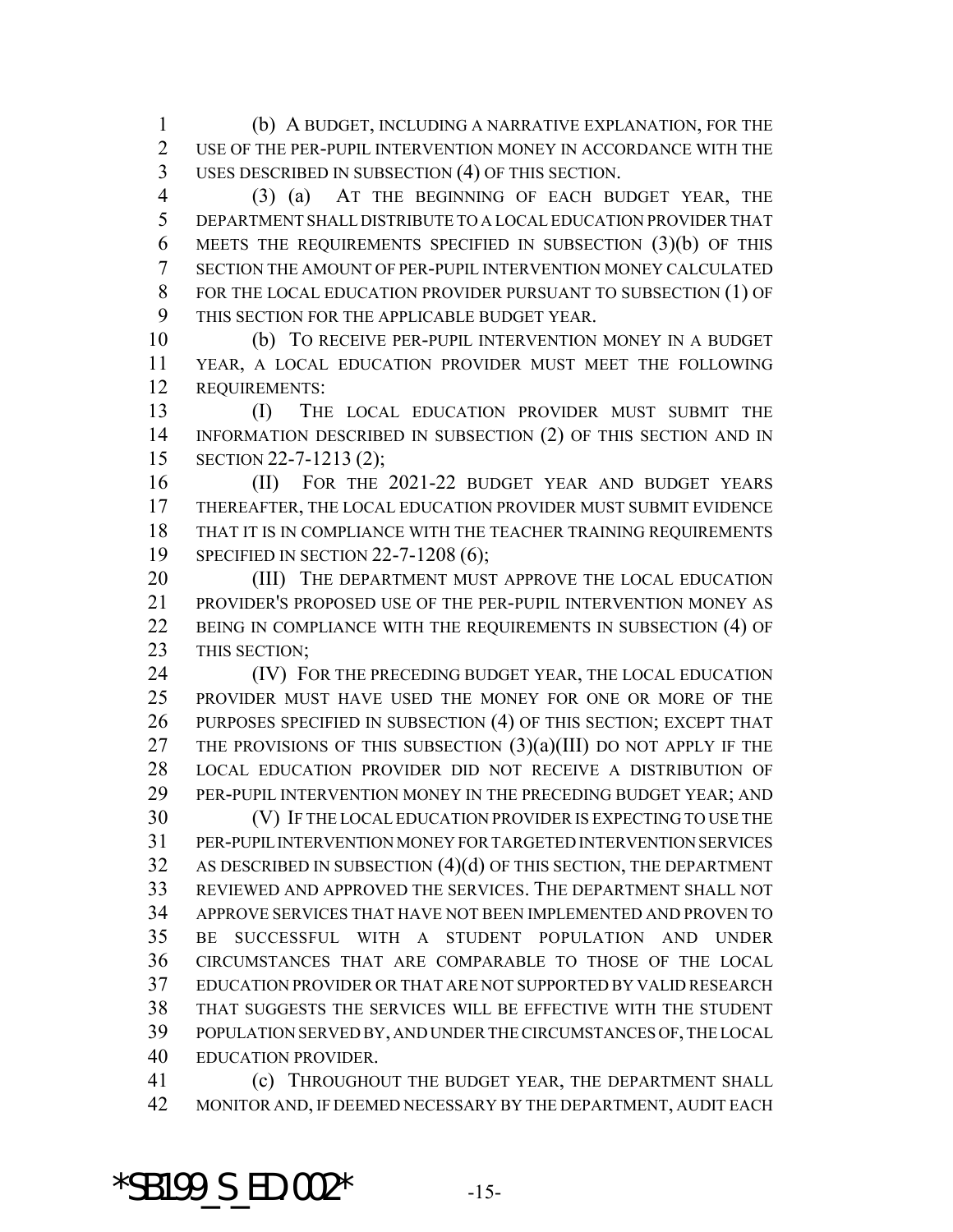(b) A BUDGET, INCLUDING A NARRATIVE EXPLANATION, FOR THE USE OF THE PER-PUPIL INTERVENTION MONEY IN ACCORDANCE WITH THE USES DESCRIBED IN SUBSECTION (4) OF THIS SECTION.

(3) (a) AT THE BEGINNING OF EACH BUDGET YEAR, THE DEPARTMENT SHALL DISTRIBUTE TO A LOCAL EDUCATION PROVIDER THAT MEETS THE REQUIREMENTS SPECIFIED IN SUBSECTION (3)(b) OF THIS SECTION THE AMOUNT OF PER-PUPIL INTERVENTION MONEY CALCULATED FOR THE LOCAL EDUCATION PROVIDER PURSUANT TO SUBSECTION (1) OF THIS SECTION FOR THE APPLICABLE BUDGET YEAR.

(b) TO RECEIVE PER-PUPIL INTERVENTION MONEY IN A BUDGET YEAR, A LOCAL EDUCATION PROVIDER MUST MEET THE FOLLOWING REQUIREMENTS:

(I) THE LOCAL EDUCATION PROVIDER MUST SUBMIT THE INFORMATION DESCRIBED IN SUBSECTION (2) OF THIS SECTION AND IN SECTION 22-7-1213 (2);

(II) FOR THE 2021-22 BUDGET YEAR AND BUDGET YEARS THEREAFTER, THE LOCAL EDUCATION PROVIDER MUST SUBMIT EVIDENCE THAT IT IS IN COMPLIANCE WITH THE TEACHER TRAINING REQUIREMENTS SPECIFIED IN SECTION 22-7-1208 (6);

(III) THE DEPARTMENT MUST APPROVE THE LOCAL EDUCATION PROVIDER'S PROPOSED USE OF THE PER-PUPIL INTERVENTION MONEY AS BEING IN COMPLIANCE WITH THE REQUIREMENTS IN SUBSECTION (4) OF THIS SECTION;

(IV) FOR THE PRECEDING BUDGET YEAR, THE LOCAL EDUCATION PROVIDER MUST HAVE USED THE MONEY FOR ONE OR MORE OF THE PURPOSES SPECIFIED IN SUBSECTION (4) OF THIS SECTION; EXCEPT THAT THE PROVISIONS OF THIS SUBSECTION (3)(a)(III) DO NOT APPLY IF THE LOCAL EDUCATION PROVIDER DID NOT RECEIVE A DISTRIBUTION OF PER-PUPIL INTERVENTION MONEY IN THE PRECEDING BUDGET YEAR; AND

(V) IF THE LOCAL EDUCATION PROVIDER IS EXPECTING TO USE THE PER-PUPIL INTERVENTION MONEY FOR TARGETED INTERVENTION SERVICES AS DESCRIBED IN SUBSECTION (4)(d) OF THIS SECTION, THE DEPARTMENT REVIEWED AND APPROVED THE SERVICES. THE DEPARTMENT SHALL NOT APPROVE SERVICES THAT HAVE NOT BEEN IMPLEMENTED AND PROVEN TO BE SUCCESSFUL WITH A STUDENT POPULATION AND UNDER CIRCUMSTANCES THAT ARE COMPARABLE TO THOSE OF THE LOCAL EDUCATION PROVIDER OR THAT ARE NOT SUPPORTED BY VALID RESEARCH THAT SUGGESTS THE SERVICES WILL BE EFFECTIVE WITH THE STUDENT POPULATION SERVED BY, AND UNDER THE CIRCUMSTANCES OF, THE LOCAL EDUCATION PROVIDER.

(c) THROUGHOUT THE BUDGET YEAR, THE DEPARTMENT SHALL MONITOR AND, IF DEEMED NECESSARY BY THE DEPARTMENT, AUDIT EACH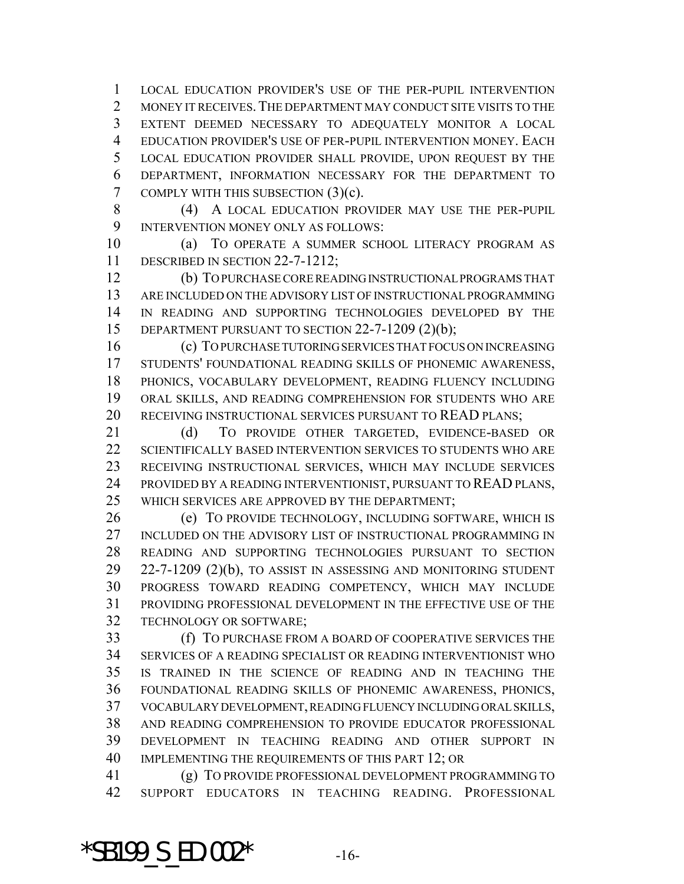LOCAL EDUCATION PROVIDER'S USE OF THE PER-PUPIL INTERVENTION MONEY IT RECEIVES. THE DEPARTMENT MAY CONDUCT SITE VISITS TO THE EXTENT DEEMED NECESSARY TO ADEQUATELY MONITOR A LOCAL EDUCATION PROVIDER'S USE OF PER-PUPIL INTERVENTION MONEY. EACH LOCAL EDUCATION PROVIDER SHALL PROVIDE, UPON REQUEST BY THE DEPARTMENT, INFORMATION NECESSARY FOR THE DEPARTMENT TO COMPLY WITH THIS SUBSECTION (3)(c).

(4) A LOCAL EDUCATION PROVIDER MAY USE THE PER-PUPIL INTERVENTION MONEY ONLY AS FOLLOWS:

(a) TO OPERATE A SUMMER SCHOOL LITERACY PROGRAM AS DESCRIBED IN SECTION 22-7-1212;

(b) TO PURCHASE CORE READING INSTRUCTIONAL PROGRAMS THAT ARE INCLUDED ON THE ADVISORY LIST OF INSTRUCTIONAL PROGRAMMING IN READING AND SUPPORTING TECHNOLOGIES DEVELOPED BY THE DEPARTMENT PURSUANT TO SECTION 22-7-1209 (2)(b);

(c) TO PURCHASE TUTORING SERVICES THAT FOCUS ON INCREASING STUDENTS' FOUNDATIONAL READING SKILLS OF PHONEMIC AWARENESS, PHONICS, VOCABULARY DEVELOPMENT, READING FLUENCY INCLUDING ORAL SKILLS, AND READING COMPREHENSION FOR STUDENTS WHO ARE RECEIVING INSTRUCTIONAL SERVICES PURSUANT TO READ PLANS;

(d) TO PROVIDE OTHER TARGETED, EVIDENCE-BASED OR SCIENTIFICALLY BASED INTERVENTION SERVICES TO STUDENTS WHO ARE RECEIVING INSTRUCTIONAL SERVICES, WHICH MAY INCLUDE SERVICES PROVIDED BY A READING INTERVENTIONIST, PURSUANT TO READ PLANS, WHICH SERVICES ARE APPROVED BY THE DEPARTMENT;

(e) TO PROVIDE TECHNOLOGY, INCLUDING SOFTWARE, WHICH IS INCLUDED ON THE ADVISORY LIST OF INSTRUCTIONAL PROGRAMMING IN READING AND SUPPORTING TECHNOLOGIES PURSUANT TO SECTION 22-7-1209 (2)(b), TO ASSIST IN ASSESSING AND MONITORING STUDENT PROGRESS TOWARD READING COMPETENCY, WHICH MAY INCLUDE PROVIDING PROFESSIONAL DEVELOPMENT IN THE EFFECTIVE USE OF THE TECHNOLOGY OR SOFTWARE;

(f) TO PURCHASE FROM A BOARD OF COOPERATIVE SERVICES THE SERVICES OF A READING SPECIALIST OR READING INTERVENTIONIST WHO IS TRAINED IN THE SCIENCE OF READING AND IN TEACHING THE FOUNDATIONAL READING SKILLS OF PHONEMIC AWARENESS, PHONICS, VOCABULARY DEVELOPMENT, READING FLUENCY INCLUDING ORAL SKILLS, AND READING COMPREHENSION TO PROVIDE EDUCATOR PROFESSIONAL DEVELOPMENT IN TEACHING READING AND OTHER SUPPORT IN IMPLEMENTING THE REQUIREMENTS OF THIS PART 12; OR

(g) TO PROVIDE PROFESSIONAL DEVELOPMENT PROGRAMMING TO SUPPORT EDUCATORS IN TEACHING READING. PROFESSIONAL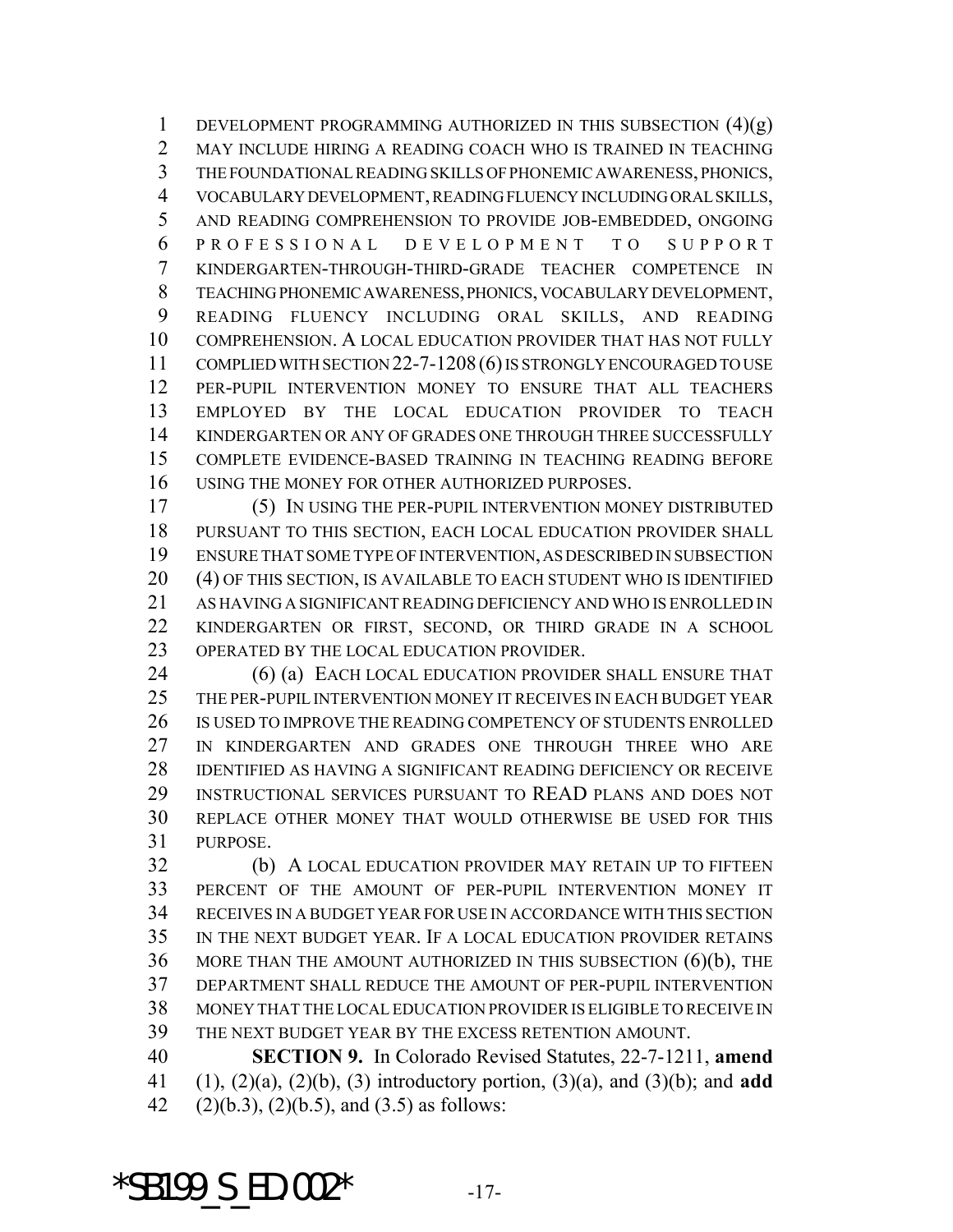DEVELOPMENT PROGRAMMING AUTHORIZED IN THIS SUBSECTION (4)(g) MAY INCLUDE HIRING A READING COACH WHO IS TRAINED IN TEACHING THE FOUNDATIONAL READING SKILLS OF PHONEMIC AWARENESS, PHONICS, VOCABULARY DEVELOPMENT, READING FLUENCY INCLUDING ORAL SKILLS, AND READING COMPREHENSION TO PROVIDE JOB-EMBEDDED, ONGOING PROFESSIONAL DEVELOPMENT TO SUPPORT KINDERGARTEN-THROUGH-THIRD-GRADE TEACHER COMPETENCE IN TEACHING PHONEMIC AWARENESS, PHONICS, VOCABULARY DEVELOPMENT, READING FLUENCY INCLUDING ORAL SKILLS, AND READING COMPREHENSION. A LOCAL EDUCATION PROVIDER THAT HAS NOT FULLY COMPLIED WITH SECTION 22-7-1208 (6) IS STRONGLY ENCOURAGED TO USE PER-PUPIL INTERVENTION MONEY TO ENSURE THAT ALL TEACHERS EMPLOYED BY THE LOCAL EDUCATION PROVIDER TO TEACH KINDERGARTEN OR ANY OF GRADES ONE THROUGH THREE SUCCESSFULLY COMPLETE EVIDENCE-BASED TRAINING IN TEACHING READING BEFORE USING THE MONEY FOR OTHER AUTHORIZED PURPOSES.

(5) IN USING THE PER-PUPIL INTERVENTION MONEY DISTRIBUTED PURSUANT TO THIS SECTION, EACH LOCAL EDUCATION PROVIDER SHALL ENSURE THAT SOME TYPE OF INTERVENTION, AS DESCRIBED IN SUBSECTION (4) OF THIS SECTION, IS AVAILABLE TO EACH STUDENT WHO IS IDENTIFIED AS HAVING A SIGNIFICANT READING DEFICIENCY AND WHO IS ENROLLED IN KINDERGARTEN OR FIRST, SECOND, OR THIRD GRADE IN A SCHOOL OPERATED BY THE LOCAL EDUCATION PROVIDER.

(6) (a) EACH LOCAL EDUCATION PROVIDER SHALL ENSURE THAT THE PER-PUPIL INTERVENTION MONEY IT RECEIVES IN EACH BUDGET YEAR IS USED TO IMPROVE THE READING COMPETENCY OF STUDENTS ENROLLED IN KINDERGARTEN AND GRADES ONE THROUGH THREE WHO ARE IDENTIFIED AS HAVING A SIGNIFICANT READING DEFICIENCY OR RECEIVE INSTRUCTIONAL SERVICES PURSUANT TO READ PLANS AND DOES NOT REPLACE OTHER MONEY THAT WOULD OTHERWISE BE USED FOR THIS PURPOSE.

(b) A LOCAL EDUCATION PROVIDER MAY RETAIN UP TO FIFTEEN PERCENT OF THE AMOUNT OF PER-PUPIL INTERVENTION MONEY IT RECEIVES IN A BUDGET YEAR FOR USE IN ACCORDANCE WITH THIS SECTION IN THE NEXT BUDGET YEAR. IF A LOCAL EDUCATION PROVIDER RETAINS MORE THAN THE AMOUNT AUTHORIZED IN THIS SUBSECTION (6)(b), THE DEPARTMENT SHALL REDUCE THE AMOUNT OF PER-PUPIL INTERVENTION MONEY THAT THE LOCAL EDUCATION PROVIDER IS ELIGIBLE TO RECEIVE IN THE NEXT BUDGET YEAR BY THE EXCESS RETENTION AMOUNT.

**SECTION 9.** In Colorado Revised Statutes, 22-7-1211, **amend** (1), (2)(a), (2)(b), (3) introductory portion, (3)(a), and (3)(b); and **add** (2)(b.3), (2)(b.5), and (3.5) as follows: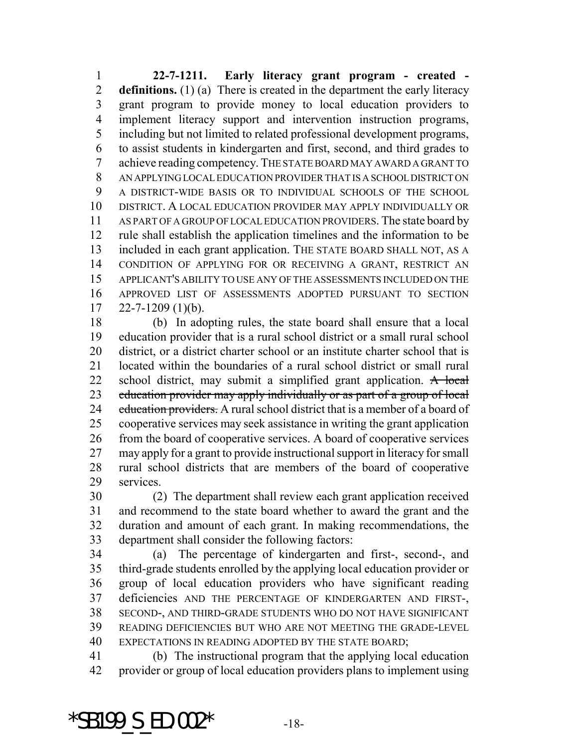**22-7-1211. Early literacy grant program - created - definitions.** (1) (a) There is created in the department the early literacy grant program to provide money to local education providers to implement literacy support and intervention instruction programs, including but not limited to related professional development programs, to assist students in kindergarten and first, second, and third grades to achieve reading competency. THE STATE BOARD MAY AWARD A GRANT TO AN APPLYING LOCAL EDUCATION PROVIDER THAT IS A SCHOOL DISTRICT ON A DISTRICT-WIDE BASIS OR TO INDIVIDUAL SCHOOLS OF THE SCHOOL DISTRICT. A LOCAL EDUCATION PROVIDER MAY APPLY INDIVIDUALLY OR AS PART OF A GROUP OF LOCAL EDUCATION PROVIDERS. The state board by rule shall establish the application timelines and the information to be included in each grant application. THE STATE BOARD SHALL NOT, AS A CONDITION OF APPLYING FOR OR RECEIVING A GRANT, RESTRICT AN APPLICANT'S ABILITY TO USE ANY OF THE ASSESSMENTS INCLUDED ON THE APPROVED LIST OF ASSESSMENTS ADOPTED PURSUANT TO SECTION 22-7-1209 (1)(b).

(b) In adopting rules, the state board shall ensure that a local education provider that is a rural school district or a small rural school district, or a district charter school or an institute charter school that is located within the boundaries of a rural school district or small rural school district, may submit a simplified grant application. ~~A local education provider may apply individually or as part of a group of local education providers.~~ A rural school district that is a member of a board of cooperative services may seek assistance in writing the grant application from the board of cooperative services. A board of cooperative services may apply for a grant to provide instructional support in literacy for small rural school districts that are members of the board of cooperative services.

(2) The department shall review each grant application received and recommend to the state board whether to award the grant and the duration and amount of each grant. In making recommendations, the department shall consider the following factors:

(a) The percentage of kindergarten and first-, second-, and third-grade students enrolled by the applying local education provider or group of local education providers who have significant reading deficiencies AND THE PERCENTAGE OF KINDERGARTEN AND FIRST-, SECOND-, AND THIRD-GRADE STUDENTS WHO DO NOT HAVE SIGNIFICANT READING DEFICIENCIES BUT WHO ARE NOT MEETING THE GRADE-LEVEL EXPECTATIONS IN READING ADOPTED BY THE STATE BOARD;

(b) The instructional program that the applying local education provider or group of local education providers plans to implement using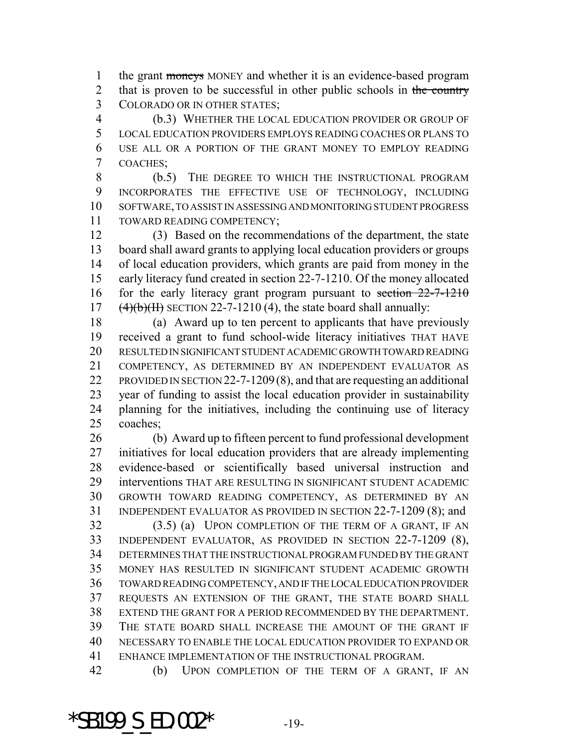the grant ~~moneys~~ MONEY and whether it is an evidence-based program that is proven to be successful in other public schools in ~~the country~~ COLORADO OR IN OTHER STATES;

(b.3) WHETHER THE LOCAL EDUCATION PROVIDER OR GROUP OF LOCAL EDUCATION PROVIDERS EMPLOYS READING COACHES OR PLANS TO USE ALL OR A PORTION OF THE GRANT MONEY TO EMPLOY READING COACHES;

(b.5) THE DEGREE TO WHICH THE INSTRUCTIONAL PROGRAM INCORPORATES THE EFFECTIVE USE OF TECHNOLOGY, INCLUDING SOFTWARE, TO ASSIST IN ASSESSING AND MONITORING STUDENT PROGRESS TOWARD READING COMPETENCY;

(3) Based on the recommendations of the department, the state board shall award grants to applying local education providers or groups of local education providers, which grants are paid from money in the early literacy fund created in section 22-7-1210. Of the money allocated for the early literacy grant program pursuant to ~~section 22-7-1210 (4)(b)(II)~~ SECTION 22-7-1210 (4), the state board shall annually:

(a) Award up to ten percent to applicants that have previously received a grant to fund school-wide literacy initiatives THAT HAVE RESULTED IN SIGNIFICANT STUDENT ACADEMIC GROWTH TOWARD READING COMPETENCY, AS DETERMINED BY AN INDEPENDENT EVALUATOR AS PROVIDED IN SECTION 22-7-1209 (8), and that are requesting an additional year of funding to assist the local education provider in sustainability planning for the initiatives, including the continuing use of literacy coaches;

(b) Award up to fifteen percent to fund professional development initiatives for local education providers that are already implementing evidence-based or scientifically based universal instruction and interventions THAT ARE RESULTING IN SIGNIFICANT STUDENT ACADEMIC GROWTH TOWARD READING COMPETENCY, AS DETERMINED BY AN INDEPENDENT EVALUATOR AS PROVIDED IN SECTION 22-7-1209 (8); and

(3.5) (a) UPON COMPLETION OF THE TERM OF A GRANT, IF AN INDEPENDENT EVALUATOR, AS PROVIDED IN SECTION 22-7-1209 (8), DETERMINES THAT THE INSTRUCTIONAL PROGRAM FUNDED BY THE GRANT MONEY HAS RESULTED IN SIGNIFICANT STUDENT ACADEMIC GROWTH TOWARD READING COMPETENCY, AND IF THE LOCAL EDUCATION PROVIDER REQUESTS AN EXTENSION OF THE GRANT, THE STATE BOARD SHALL EXTEND THE GRANT FOR A PERIOD RECOMMENDED BY THE DEPARTMENT. THE STATE BOARD SHALL INCREASE THE AMOUNT OF THE GRANT IF NECESSARY TO ENABLE THE LOCAL EDUCATION PROVIDER TO EXPAND OR ENHANCE IMPLEMENTATION OF THE INSTRUCTIONAL PROGRAM.

(b) UPON COMPLETION OF THE TERM OF A GRANT, IF AN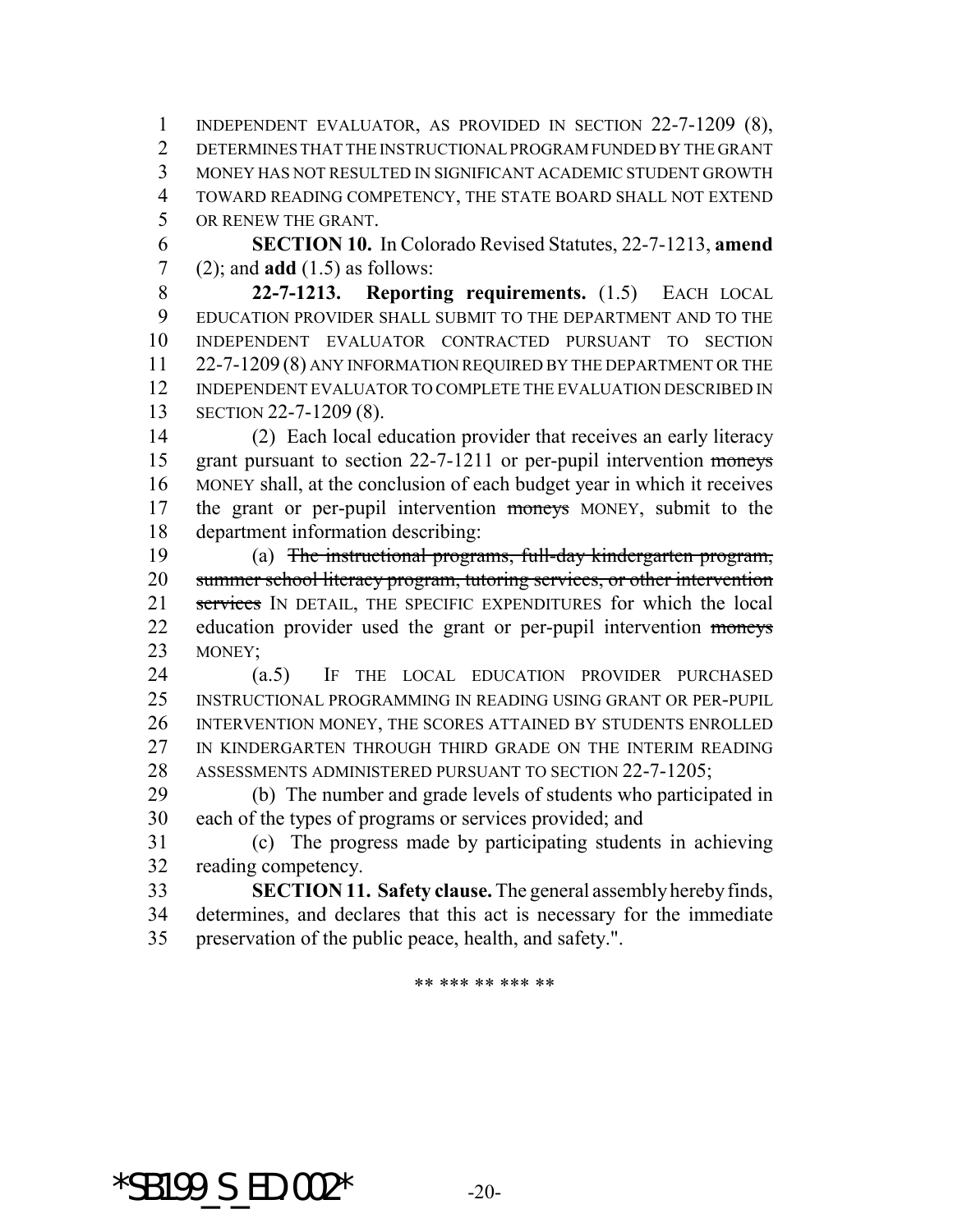INDEPENDENT EVALUATOR, AS PROVIDED IN SECTION 22-7-1209 (8), DETERMINES THAT THE INSTRUCTIONAL PROGRAM FUNDED BY THE GRANT MONEY HAS NOT RESULTED IN SIGNIFICANT ACADEMIC STUDENT GROWTH TOWARD READING COMPETENCY, THE STATE BOARD SHALL NOT EXTEND OR RENEW THE GRANT.

**SECTION 10.** In Colorado Revised Statutes, 22-7-1213, **amend** (2); and **add** (1.5) as follows:

**22-7-1213. Reporting requirements.** (1.5) EACH LOCAL EDUCATION PROVIDER SHALL SUBMIT TO THE DEPARTMENT AND TO THE INDEPENDENT EVALUATOR CONTRACTED PURSUANT TO SECTION 22-7-1209 (8) ANY INFORMATION REQUIRED BY THE DEPARTMENT OR THE INDEPENDENT EVALUATOR TO COMPLETE THE EVALUATION DESCRIBED IN SECTION 22-7-1209 (8).

(2) Each local education provider that receives an early literacy grant pursuant to section 22-7-1211 or per-pupil intervention ~~moneys~~ MONEY shall, at the conclusion of each budget year in which it receives the grant or per-pupil intervention ~~moneys~~ MONEY, submit to the department information describing:

(a) ~~The instructional programs, full-day kindergarten program, summer school literacy program, tutoring services, or other intervention services~~ IN DETAIL, THE SPECIFIC EXPENDITURES for which the local education provider used the grant or per-pupil intervention ~~moneys~~ MONEY;

(a.5) IF THE LOCAL EDUCATION PROVIDER PURCHASED INSTRUCTIONAL PROGRAMMING IN READING USING GRANT OR PER-PUPIL INTERVENTION MONEY, THE SCORES ATTAINED BY STUDENTS ENROLLED IN KINDERGARTEN THROUGH THIRD GRADE ON THE INTERIM READING ASSESSMENTS ADMINISTERED PURSUANT TO SECTION 22-7-1205;

(b) The number and grade levels of students who participated in each of the types of programs or services provided; and

(c) The progress made by participating students in achieving reading competency.

**SECTION 11. Safety clause.** The general assembly hereby finds, determines, and declares that this act is necessary for the immediate preservation of the public peace, health, and safety.".

** *** ** *** **

*SB199_S_ED.002*